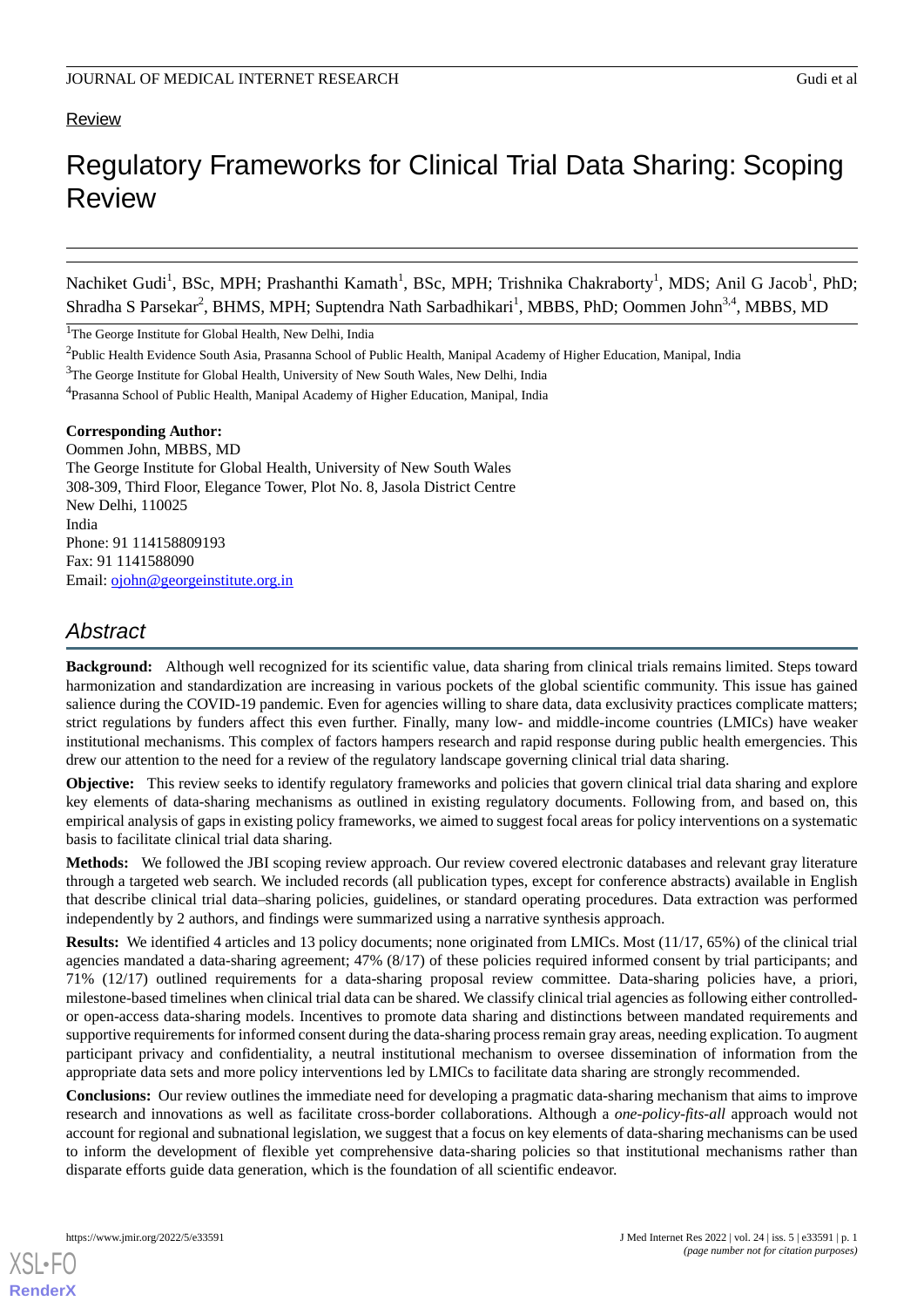Review

# Regulatory Frameworks for Clinical Trial Data Sharing: Scoping Review

Nachiket Gudi[1], BSc, MPH; Prashanthi Kamath[1], BSc, MPH; Trishnika Chakraborty[1], MDS; Anil G Jacob[1], PhD; Shradha S Parsekar[2], BHMS, MPH; Suptendra Nath Sarbadhikari[1], MBBS, PhD; Oommen John[3,4], MBBS, MD

[1]The George Institute for Global Health, New Delhi, India

[2]Public Health Evidence South Asia, Prasanna School of Public Health, Manipal Academy of Higher Education, Manipal, India

[3]The George Institute for Global Health, University of New South Wales, New Delhi, India

[4]Prasanna School of Public Health, Manipal Academy of Higher Education, Manipal, India

**Corresponding Author:**
Oommen John, MBBS, MD
The George Institute for Global Health, University of New South Wales
308-309, Third Floor, Elegance Tower, Plot No. 8, Jasola District Centre
New Delhi, 110025
India
Phone: 91 114158809193
Fax: 91 1141588090
Email: ojohn@georgeinstitute.org.in

## Abstract

**Background:** Although well recognized for its scientific value, data sharing from clinical trials remains limited. Steps toward harmonization and standardization are increasing in various pockets of the global scientific community. This issue has gained salience during the COVID-19 pandemic. Even for agencies willing to share data, data exclusivity practices complicate matters; strict regulations by funders affect this even further. Finally, many low- and middle-income countries (LMICs) have weaker institutional mechanisms. This complex of factors hampers research and rapid response during public health emergencies. This drew our attention to the need for a review of the regulatory landscape governing clinical trial data sharing.

**Objective:** This review seeks to identify regulatory frameworks and policies that govern clinical trial data sharing and explore key elements of data-sharing mechanisms as outlined in existing regulatory documents. Following from, and based on, this empirical analysis of gaps in existing policy frameworks, we aimed to suggest focal areas for policy interventions on a systematic basis to facilitate clinical trial data sharing.

**Methods:** We followed the JBI scoping review approach. Our review covered electronic databases and relevant gray literature through a targeted web search. We included records (all publication types, except for conference abstracts) available in English that describe clinical trial data–sharing policies, guidelines, or standard operating procedures. Data extraction was performed independently by 2 authors, and findings were summarized using a narrative synthesis approach.

**Results:** We identified 4 articles and 13 policy documents; none originated from LMICs. Most (11/17, 65%) of the clinical trial agencies mandated a data-sharing agreement; 47% (8/17) of these policies required informed consent by trial participants; and 71% (12/17) outlined requirements for a data-sharing proposal review committee. Data-sharing policies have, a priori, milestone-based timelines when clinical trial data can be shared. We classify clinical trial agencies as following either controlled- or open-access data-sharing models. Incentives to promote data sharing and distinctions between mandated requirements and supportive requirements for informed consent during the data-sharing process remain gray areas, needing explication. To augment participant privacy and confidentiality, a neutral institutional mechanism to oversee dissemination of information from the appropriate data sets and more policy interventions led by LMICs to facilitate data sharing are strongly recommended.

**Conclusions:** Our review outlines the immediate need for developing a pragmatic data-sharing mechanism that aims to improve research and innovations as well as facilitate cross-border collaborations. Although a *one-policy-fits-all* approach would not account for regional and subnational legislation, we suggest that a focus on key elements of data-sharing mechanisms can be used to inform the development of flexible yet comprehensive data-sharing policies so that institutional mechanisms rather than disparate efforts guide data generation, which is the foundation of all scientific endeavor.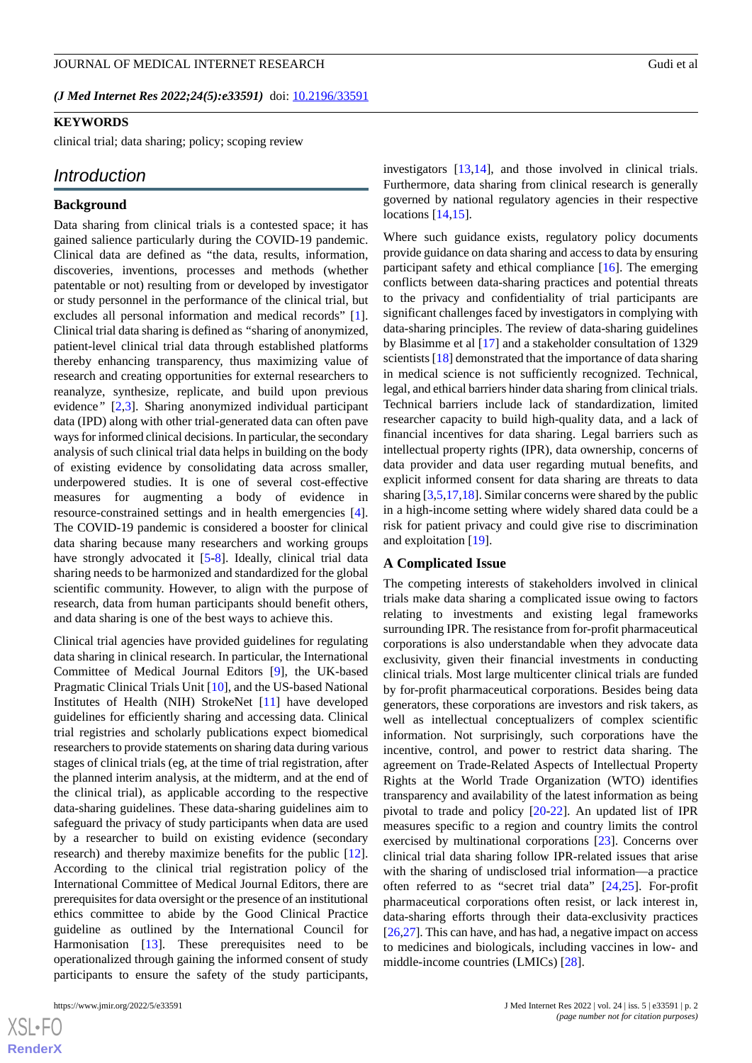*(J Med Internet Res 2022;24(5):e33591)* doi: 10.2196/33591

**KEYWORDS**

clinical trial; data sharing; policy; scoping review

## Introduction

### Background

Data sharing from clinical trials is a contested space; it has gained salience particularly during the COVID-19 pandemic. Clinical data are defined as "the data, results, information, discoveries, inventions, processes and methods (whether patentable or not) resulting from or developed by investigator or study personnel in the performance of the clinical trial, but excludes all personal information and medical records" [1]. Clinical trial data sharing is defined as "sharing of anonymized, patient-level clinical trial data through established platforms thereby enhancing transparency, thus maximizing value of research and creating opportunities for external researchers to reanalyze, synthesize, replicate, and build upon previous evidence" [2,3]. Sharing anonymized individual participant data (IPD) along with other trial-generated data can often pave ways for informed clinical decisions. In particular, the secondary analysis of such clinical trial data helps in building on the body of existing evidence by consolidating data across smaller, underpowered studies. It is one of several cost-effective measures for augmenting a body of evidence in resource-constrained settings and in health emergencies [4]. The COVID-19 pandemic is considered a booster for clinical data sharing because many researchers and working groups have strongly advocated it [5-8]. Ideally, clinical trial data sharing needs to be harmonized and standardized for the global scientific community. However, to align with the purpose of research, data from human participants should benefit others, and data sharing is one of the best ways to achieve this.

Clinical trial agencies have provided guidelines for regulating data sharing in clinical research. In particular, the International Committee of Medical Journal Editors [9], the UK-based Pragmatic Clinical Trials Unit [10], and the US-based National Institutes of Health (NIH) StrokeNet [11] have developed guidelines for efficiently sharing and accessing data. Clinical trial registries and scholarly publications expect biomedical researchers to provide statements on sharing data during various stages of clinical trials (eg, at the time of trial registration, after the planned interim analysis, at the midterm, and at the end of the clinical trial), as applicable according to the respective data-sharing guidelines. These data-sharing guidelines aim to safeguard the privacy of study participants when data are used by a researcher to build on existing evidence (secondary research) and thereby maximize benefits for the public [12]. According to the clinical trial registration policy of the International Committee of Medical Journal Editors, there are prerequisites for data oversight or the presence of an institutional ethics committee to abide by the Good Clinical Practice guideline as outlined by the International Council for Harmonisation [13]. These prerequisites need to be operationalized through gaining the informed consent of study participants to ensure the safety of the study participants, investigators [13,14], and those involved in clinical trials. Furthermore, data sharing from clinical research is generally governed by national regulatory agencies in their respective locations [14,15].

Where such guidance exists, regulatory policy documents provide guidance on data sharing and access to data by ensuring participant safety and ethical compliance [16]. The emerging conflicts between data-sharing practices and potential threats to the privacy and confidentiality of trial participants are significant challenges faced by investigators in complying with data-sharing principles. The review of data-sharing guidelines by Blasimme et al [17] and a stakeholder consultation of 1329 scientists [18] demonstrated that the importance of data sharing in medical science is not sufficiently recognized. Technical, legal, and ethical barriers hinder data sharing from clinical trials. Technical barriers include lack of standardization, limited researcher capacity to build high-quality data, and a lack of financial incentives for data sharing. Legal barriers such as intellectual property rights (IPR), data ownership, concerns of data provider and data user regarding mutual benefits, and explicit informed consent for data sharing are threats to data sharing [3,5,17,18]. Similar concerns were shared by the public in a high-income setting where widely shared data could be a risk for patient privacy and could give rise to discrimination and exploitation [19].

### A Complicated Issue

The competing interests of stakeholders involved in clinical trials make data sharing a complicated issue owing to factors relating to investments and existing legal frameworks surrounding IPR. The resistance from for-profit pharmaceutical corporations is also understandable when they advocate data exclusivity, given their financial investments in conducting clinical trials. Most large multicenter clinical trials are funded by for-profit pharmaceutical corporations. Besides being data generators, these corporations are investors and risk takers, as well as intellectual conceptualizers of complex scientific information. Not surprisingly, such corporations have the incentive, control, and power to restrict data sharing. The agreement on Trade-Related Aspects of Intellectual Property Rights at the World Trade Organization (WTO) identifies transparency and availability of the latest information as being pivotal to trade and policy [20-22]. An updated list of IPR measures specific to a region and country limits the control exercised by multinational corporations [23]. Concerns over clinical trial data sharing follow IPR-related issues that arise with the sharing of undisclosed trial information—a practice often referred to as "secret trial data" [24,25]. For-profit pharmaceutical corporations often resist, or lack interest in, data-sharing efforts through their data-exclusivity practices [26,27]. This can have, and has had, a negative impact on access to medicines and biologicals, including vaccines in low- and middle-income countries (LMICs) [28].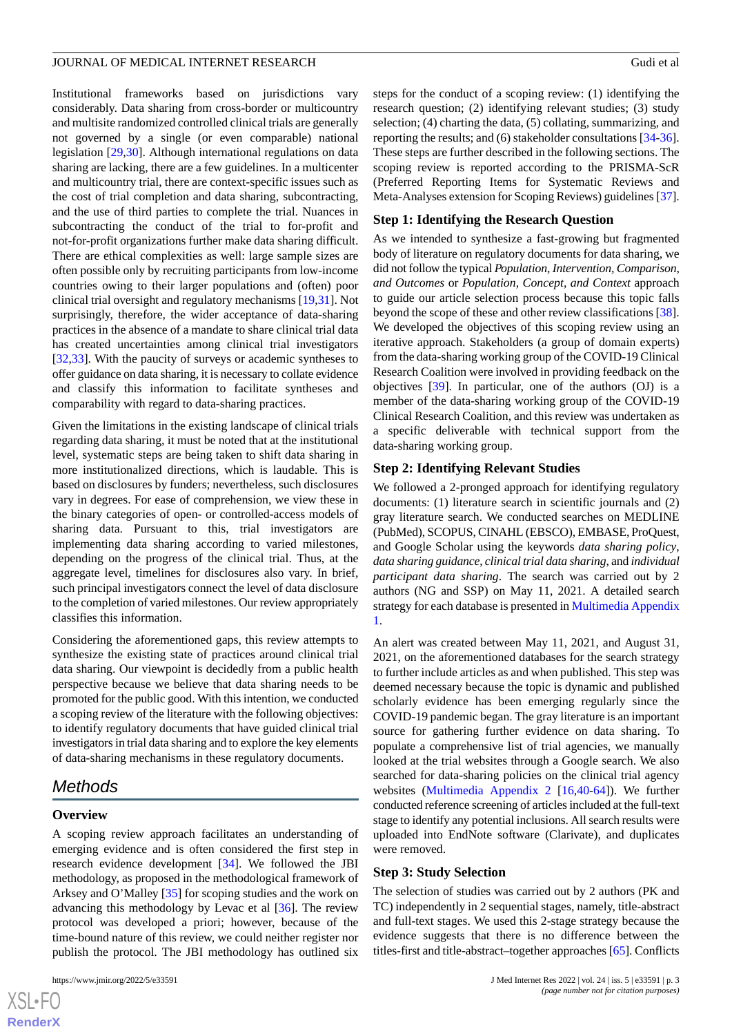Institutional frameworks based on jurisdictions vary considerably. Data sharing from cross-border or multicountry and multisite randomized controlled clinical trials are generally not governed by a single (or even comparable) national legislation [29,30]. Although international regulations on data sharing are lacking, there are a few guidelines. In a multicenter and multicountry trial, there are context-specific issues such as the cost of trial completion and data sharing, subcontracting, and the use of third parties to complete the trial. Nuances in subcontracting the conduct of the trial to for-profit and not-for-profit organizations further make data sharing difficult. There are ethical complexities as well: large sample sizes are often possible only by recruiting participants from low-income countries owing to their larger populations and (often) poor clinical trial oversight and regulatory mechanisms [19,31]. Not surprisingly, therefore, the wider acceptance of data-sharing practices in the absence of a mandate to share clinical trial data has created uncertainties among clinical trial investigators [32,33]. With the paucity of surveys or academic syntheses to offer guidance on data sharing, it is necessary to collate evidence and classify this information to facilitate syntheses and comparability with regard to data-sharing practices.

Given the limitations in the existing landscape of clinical trials regarding data sharing, it must be noted that at the institutional level, systematic steps are being taken to shift data sharing in more institutionalized directions, which is laudable. This is based on disclosures by funders; nevertheless, such disclosures vary in degrees. For ease of comprehension, we view these in the binary categories of open- or controlled-access models of sharing data. Pursuant to this, trial investigators are implementing data sharing according to varied milestones, depending on the progress of the clinical trial. Thus, at the aggregate level, timelines for disclosures also vary. In brief, such principal investigators connect the level of data disclosure to the completion of varied milestones. Our review appropriately classifies this information.

Considering the aforementioned gaps, this review attempts to synthesize the existing state of practices around clinical trial data sharing. Our viewpoint is decidedly from a public health perspective because we believe that data sharing needs to be promoted for the public good. With this intention, we conducted a scoping review of the literature with the following objectives: to identify regulatory documents that have guided clinical trial investigators in trial data sharing and to explore the key elements of data-sharing mechanisms in these regulatory documents.

## Methods

### Overview

A scoping review approach facilitates an understanding of emerging evidence and is often considered the first step in research evidence development [34]. We followed the JBI methodology, as proposed in the methodological framework of Arksey and O'Malley [35] for scoping studies and the work on advancing this methodology by Levac et al [36]. The review protocol was developed a priori; however, because of the time-bound nature of this review, we could neither register nor publish the protocol. The JBI methodology has outlined six steps for the conduct of a scoping review: (1) identifying the research question; (2) identifying relevant studies; (3) study selection; (4) charting the data, (5) collating, summarizing, and reporting the results; and (6) stakeholder consultations [34-36]. These steps are further described in the following sections. The scoping review is reported according to the PRISMA-ScR (Preferred Reporting Items for Systematic Reviews and Meta-Analyses extension for Scoping Reviews) guidelines [37].

### Step 1: Identifying the Research Question

As we intended to synthesize a fast-growing but fragmented body of literature on regulatory documents for data sharing, we did not follow the typical *Population, Intervention, Comparison, and Outcomes* or *Population, Concept, and Context* approach to guide our article selection process because this topic falls beyond the scope of these and other review classifications [38]. We developed the objectives of this scoping review using an iterative approach. Stakeholders (a group of domain experts) from the data-sharing working group of the COVID-19 Clinical Research Coalition were involved in providing feedback on the objectives [39]. In particular, one of the authors (OJ) is a member of the data-sharing working group of the COVID-19 Clinical Research Coalition, and this review was undertaken as a specific deliverable with technical support from the data-sharing working group.

### Step 2: Identifying Relevant Studies

We followed a 2-pronged approach for identifying regulatory documents: (1) literature search in scientific journals and (2) gray literature search. We conducted searches on MEDLINE (PubMed), SCOPUS, CINAHL (EBSCO), EMBASE, ProQuest, and Google Scholar using the keywords *data sharing policy*, *data sharing guidance*, *clinical trial data sharing*, and *individual participant data sharing*. The search was carried out by 2 authors (NG and SSP) on May 11, 2021. A detailed search strategy for each database is presented in Multimedia Appendix 1.

An alert was created between May 11, 2021, and August 31, 2021, on the aforementioned databases for the search strategy to further include articles as and when published. This step was deemed necessary because the topic is dynamic and published scholarly evidence has been emerging regularly since the COVID-19 pandemic began. The gray literature is an important source for gathering further evidence on data sharing. To populate a comprehensive list of trial agencies, we manually looked at the trial websites through a Google search. We also searched for data-sharing policies on the clinical trial agency websites (Multimedia Appendix 2 [16,40-64]). We further conducted reference screening of articles included at the full-text stage to identify any potential inclusions. All search results were uploaded into EndNote software (Clarivate), and duplicates were removed.

### Step 3: Study Selection

The selection of studies was carried out by 2 authors (PK and TC) independently in 2 sequential stages, namely, title-abstract and full-text stages. We used this 2-stage strategy because the evidence suggests that there is no difference between the titles-first and title-abstract–together approaches [65]. Conflicts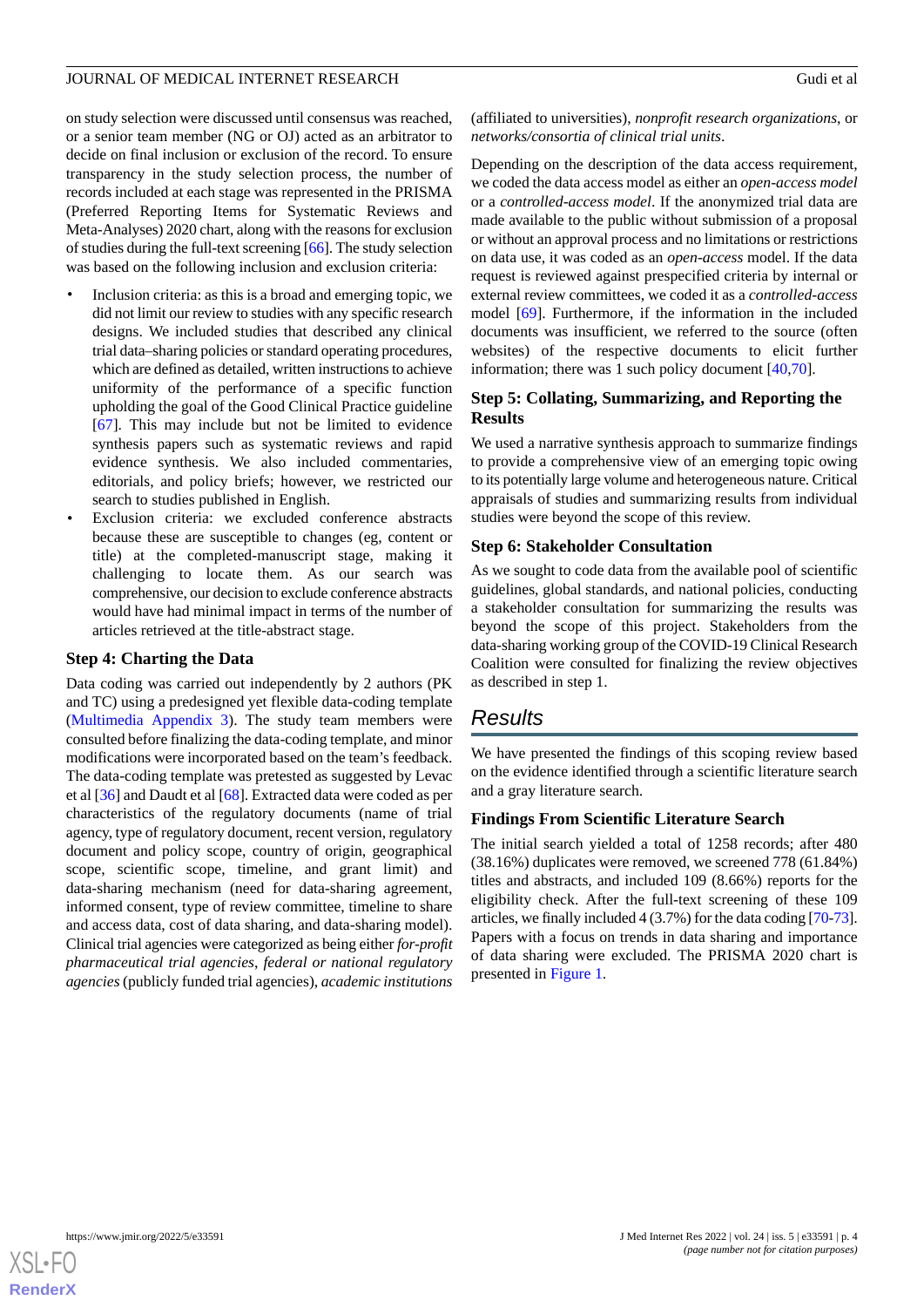on study selection were discussed until consensus was reached, or a senior team member (NG or OJ) acted as an arbitrator to decide on final inclusion or exclusion of the record. To ensure transparency in the study selection process, the number of records included at each stage was represented in the PRISMA (Preferred Reporting Items for Systematic Reviews and Meta-Analyses) 2020 chart, along with the reasons for exclusion of studies during the full-text screening [66]. The study selection was based on the following inclusion and exclusion criteria:

- Inclusion criteria: as this is a broad and emerging topic, we did not limit our review to studies with any specific research designs. We included studies that described any clinical trial data–sharing policies or standard operating procedures, which are defined as detailed, written instructions to achieve uniformity of the performance of a specific function upholding the goal of the Good Clinical Practice guideline [67]. This may include but not be limited to evidence synthesis papers such as systematic reviews and rapid evidence synthesis. We also included commentaries, editorials, and policy briefs; however, we restricted our search to studies published in English.
- Exclusion criteria: we excluded conference abstracts because these are susceptible to changes (eg, content or title) at the completed-manuscript stage, making it challenging to locate them. As our search was comprehensive, our decision to exclude conference abstracts would have had minimal impact in terms of the number of articles retrieved at the title-abstract stage.

### Step 4: Charting the Data

Data coding was carried out independently by 2 authors (PK and TC) using a predesigned yet flexible data-coding template (Multimedia Appendix 3). The study team members were consulted before finalizing the data-coding template, and minor modifications were incorporated based on the team's feedback. The data-coding template was pretested as suggested by Levac et al [36] and Daudt et al [68]. Extracted data were coded as per characteristics of the regulatory documents (name of trial agency, type of regulatory document, recent version, regulatory document and policy scope, country of origin, geographical scope, scientific scope, timeline, and grant limit) and data-sharing mechanism (need for data-sharing agreement, informed consent, type of review committee, timeline to share and access data, cost of data sharing, and data-sharing model). Clinical trial agencies were categorized as being either *for-profit pharmaceutical trial agencies*, *federal or national regulatory agencies* (publicly funded trial agencies), *academic institutions* (affiliated to universities), *nonprofit research organizations*, or *networks/consortia of clinical trial units*.

Depending on the description of the data access requirement, we coded the data access model as either an *open-access model* or a *controlled-access model*. If the anonymized trial data are made available to the public without submission of a proposal or without an approval process and no limitations or restrictions on data use, it was coded as an *open-access* model. If the data request is reviewed against prespecified criteria by internal or external review committees, we coded it as a *controlled-access* model [69]. Furthermore, if the information in the included documents was insufficient, we referred to the source (often websites) of the respective documents to elicit further information; there was 1 such policy document [40,70].

### Step 5: Collating, Summarizing, and Reporting the Results

We used a narrative synthesis approach to summarize findings to provide a comprehensive view of an emerging topic owing to its potentially large volume and heterogeneous nature. Critical appraisals of studies and summarizing results from individual studies were beyond the scope of this review.

### Step 6: Stakeholder Consultation

As we sought to code data from the available pool of scientific guidelines, global standards, and national policies, conducting a stakeholder consultation for summarizing the results was beyond the scope of this project. Stakeholders from the data-sharing working group of the COVID-19 Clinical Research Coalition were consulted for finalizing the review objectives as described in step 1.

## Results

We have presented the findings of this scoping review based on the evidence identified through a scientific literature search and a gray literature search.

### Findings From Scientific Literature Search

The initial search yielded a total of 1258 records; after 480 (38.16%) duplicates were removed, we screened 778 (61.84%) titles and abstracts, and included 109 (8.66%) reports for the eligibility check. After the full-text screening of these 109 articles, we finally included 4 (3.7%) for the data coding [70-73]. Papers with a focus on trends in data sharing and importance of data sharing were excluded. The PRISMA 2020 chart is presented in Figure 1.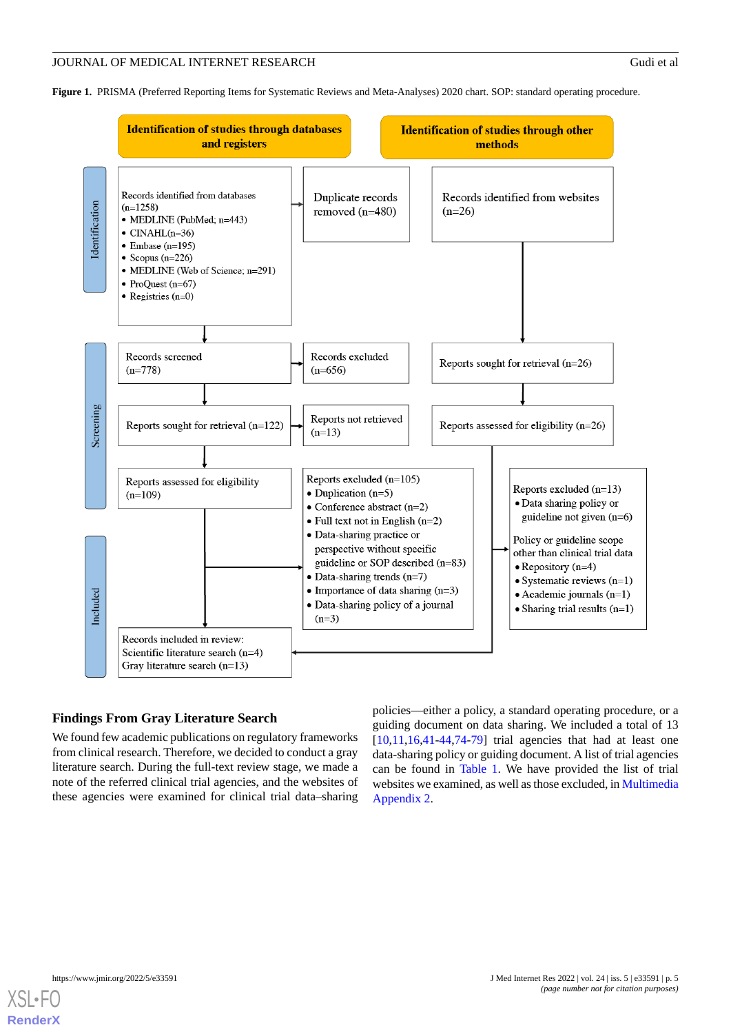**Figure 1.** PRISMA (Preferred Reporting Items for Systematic Reviews and Meta-Analyses) 2020 chart. SOP: standard operating procedure.

**Identification of studies through databases and registers**

*Identification*

Records identified from databases (n=1258)
- MEDLINE (PubMed; n=443)
- CINAHL(n=36)
- Embase (n=195)
- Scopus (n=226)
- MEDLINE (Web of Science; n=291)
- ProQuest (n=67)
- Registries (n=0)

Duplicate records removed (n=480)

*Screening*

Records screened (n=778)

Records excluded (n=656)

Reports sought for retrieval (n=122)

Reports not retrieved (n=13)

Reports assessed for eligibility (n=109)

Reports excluded (n=105)
- Duplication (n=5)
- Conference abstract (n=2)
- Full text not in English (n=2)
- Data-sharing practice or perspective without specific guideline or SOP described (n=83)
- Data-sharing trends (n=7)
- Importance of data sharing (n=3)
- Data-sharing policy of a journal (n=3)

**Identification of studies through other methods**

Records identified from websites (n=26)

Reports sought for retrieval (n=26)

Reports assessed for eligibility (n=26)

Reports excluded (n=13)
- Data sharing policy or guideline not given (n=6)

Policy or guideline scope other than clinical trial data
- Repository (n=4)
- Systematic reviews (n=1)
- Academic journals (n=1)
- Sharing trial results (n=1)

*Included*

Records included in review:
Scientific literature search (n=4)
Gray literature search (n=13)

### Findings From Gray Literature Search

We found few academic publications on regulatory frameworks from clinical research. Therefore, we decided to conduct a gray literature search. During the full-text review stage, we made a note of the referred clinical trial agencies, and the websites of these agencies were examined for clinical trial data–sharing policies—either a policy, a standard operating procedure, or a guiding document on data sharing. We included a total of 13 [10,11,16,41-44,74-79] trial agencies that had at least one data-sharing policy or guiding document. A list of trial agencies can be found in Table 1. We have provided the list of trial websites we examined, as well as those excluded, in Multimedia Appendix 2.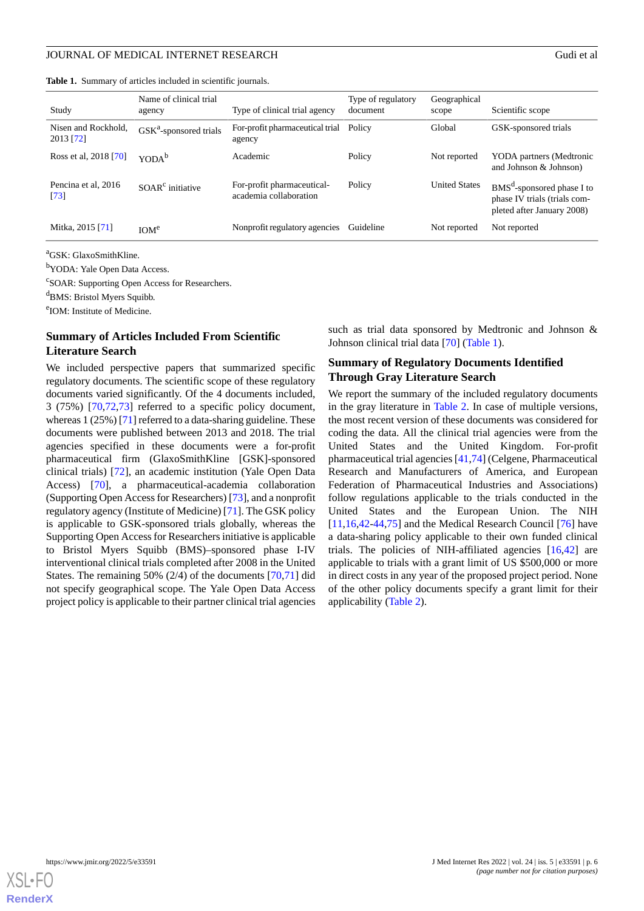**Table 1.** Summary of articles included in scientific journals.

| Study | Name of clinical trial agency | Type of clinical trial agency | Type of regulatory document | Geographical scope | Scientific scope |
|---|---|---|---|---|---|
| Nisen and Rockhold, 2013 [72] | GSK[a]-sponsored trials | For-profit pharmaceutical trial agency | Policy | Global | GSK-sponsored trials |
| Ross et al, 2018 [70] | YODA[b] | Academic | Policy | Not reported | YODA partners (Medtronic and Johnson & Johnson) |
| Pencina et al, 2016 [73] | SOAR[c] initiative | For-profit pharmaceutical-academia collaboration | Policy | United States | BMS[d]-sponsored phase I to phase IV trials (trials completed after January 2008) |
| Mitka, 2015 [71] | IOM[e] | Nonprofit regulatory agencies | Guideline | Not reported | Not reported |

[a]GSK: GlaxoSmithKline.

[b]YODA: Yale Open Data Access.

[c]SOAR: Supporting Open Access for Researchers.

[d]BMS: Bristol Myers Squibb.

[e]IOM: Institute of Medicine.

### Summary of Articles Included From Scientific Literature Search

We included perspective papers that summarized specific regulatory documents. The scientific scope of these regulatory documents varied significantly. Of the 4 documents included, 3 (75%) [70,72,73] referred to a specific policy document, whereas 1 (25%) [71] referred to a data-sharing guideline. These documents were published between 2013 and 2018. The trial agencies specified in these documents were a for-profit pharmaceutical firm (GlaxoSmithKline [GSK]-sponsored clinical trials) [72], an academic institution (Yale Open Data Access) [70], a pharmaceutical-academia collaboration (Supporting Open Access for Researchers) [73], and a nonprofit regulatory agency (Institute of Medicine) [71]. The GSK policy is applicable to GSK-sponsored trials globally, whereas the Supporting Open Access for Researchers initiative is applicable to Bristol Myers Squibb (BMS)–sponsored phase I-IV interventional clinical trials completed after 2008 in the United States. The remaining 50% (2/4) of the documents [70,71] did not specify geographical scope. The Yale Open Data Access project policy is applicable to their partner clinical trial agencies such as trial data sponsored by Medtronic and Johnson & Johnson clinical trial data [70] (Table 1).

### Summary of Regulatory Documents Identified Through Gray Literature Search

We report the summary of the included regulatory documents in the gray literature in Table 2. In case of multiple versions, the most recent version of these documents was considered for coding the data. All the clinical trial agencies were from the United States and the United Kingdom. For-profit pharmaceutical trial agencies [41,74] (Celgene, Pharmaceutical Research and Manufacturers of America, and European Federation of Pharmaceutical Industries and Associations) follow regulations applicable to the trials conducted in the United States and the European Union. The NIH [11,16,42-44,75] and the Medical Research Council [76] have a data-sharing policy applicable to their own funded clinical trials. The policies of NIH-affiliated agencies [16,42] are applicable to trials with a grant limit of US $500,000 or more in direct costs in any year of the proposed project period. None of the other policy documents specify a grant limit for their applicability (Table 2).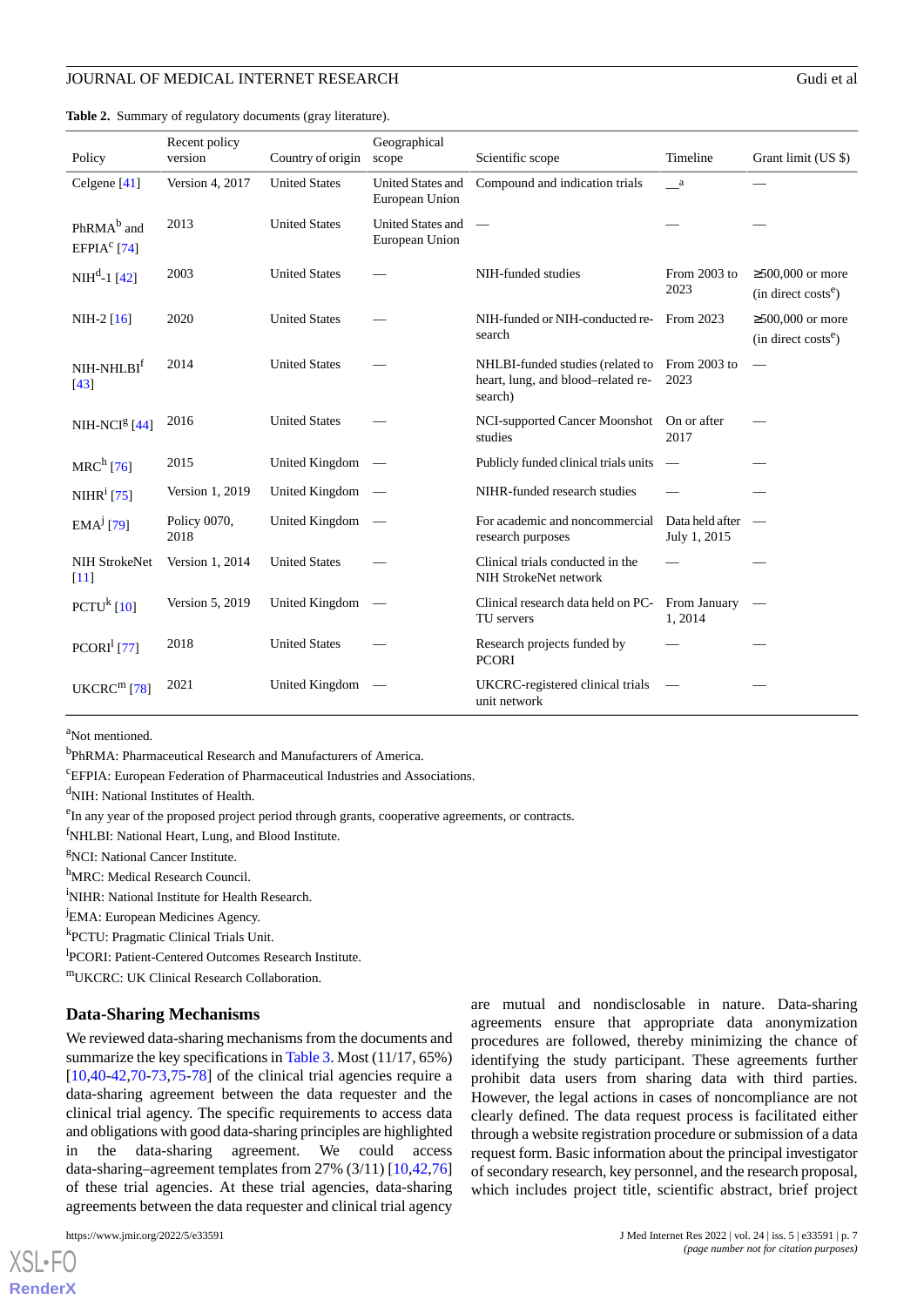**Table 2.** Summary of regulatory documents (gray literature).

| Policy | Recent policy version | Country of origin | Geographical scope | Scientific scope | Timeline | Grant limit (US $) |
|---|---|---|---|---|---|---|
| Celgene [41] | Version 4, 2017 | United States | United States and European Union | Compound and indication trials | —[a] | — |
| PhRMA[b] and EFPIA[c] [74] | 2013 | United States | United States and European Union | — | — | — |
| NIH[d]-1 [42] | 2003 | United States | — | NIH-funded studies | From 2003 to 2023 | ≥500,000 or more (in direct costs[e]) |
| NIH-2 [16] | 2020 | United States | — | NIH-funded or NIH-conducted research | From 2023 | ≥500,000 or more (in direct costs[e]) |
| NIH-NHLBI[f] [43] | 2014 | United States | — | NHLBI-funded studies (related to heart, lung, and blood–related research) | From 2003 to 2023 | — |
| NIH-NCI[g] [44] | 2016 | United States | — | NCI-supported Cancer Moonshot studies | On or after 2017 | — |
| MRC[h] [76] | 2015 | United Kingdom | — | Publicly funded clinical trials units | — | — |
| NIHR[i] [75] | Version 1, 2019 | United Kingdom | — | NIHR-funded research studies | — | — |
| EMA[j] [79] | Policy 0070, 2018 | United Kingdom | — | For academic and noncommercial research purposes | Data held after July 1, 2015 | — |
| NIH StrokeNet [11] | Version 1, 2014 | United States | — | Clinical trials conducted in the NIH StrokeNet network | — | — |
| PCTU[k] [10] | Version 5, 2019 | United Kingdom | — | Clinical research data held on PCTU servers | From January 1, 2014 | — |
| PCORI[l] [77] | 2018 | United States | — | Research projects funded by PCORI | — | — |
| UKCRC[m] [78] | 2021 | United Kingdom | — | UKCRC-registered clinical trials unit network | — | — |

[a]Not mentioned.

[b]PhRMA: Pharmaceutical Research and Manufacturers of America.

[c]EFPIA: European Federation of Pharmaceutical Industries and Associations.

[d]NIH: National Institutes of Health.

[e]In any year of the proposed project period through grants, cooperative agreements, or contracts.

[f]NHLBI: National Heart, Lung, and Blood Institute.

[g]NCI: National Cancer Institute.

[h]MRC: Medical Research Council.

[i]NIHR: National Institute for Health Research.

[j]EMA: European Medicines Agency.

[k]PCTU: Pragmatic Clinical Trials Unit.

[l]PCORI: Patient-Centered Outcomes Research Institute.

[m]UKCRC: UK Clinical Research Collaboration.

## Data-Sharing Mechanisms

We reviewed data-sharing mechanisms from the documents and summarize the key specifications in Table 3. Most (11/17, 65%) [10,40-42,70-73,75-78] of the clinical trial agencies require a data-sharing agreement between the data requester and the clinical trial agency. The specific requirements to access data and obligations with good data-sharing principles are highlighted in the data-sharing agreement. We could access data-sharing–agreement templates from 27% (3/11) [10,42,76] of these trial agencies. At these trial agencies, data-sharing agreements between the data requester and clinical trial agency are mutual and nondisclosable in nature. Data-sharing agreements ensure that appropriate data anonymization procedures are followed, thereby minimizing the chance of identifying the study participant. These agreements further prohibit data users from sharing data with third parties. However, the legal actions in cases of noncompliance are not clearly defined. The data request process is facilitated either through a website registration procedure or submission of a data request form. Basic information about the principal investigator of secondary research, key personnel, and the research proposal, which includes project title, scientific abstract, brief project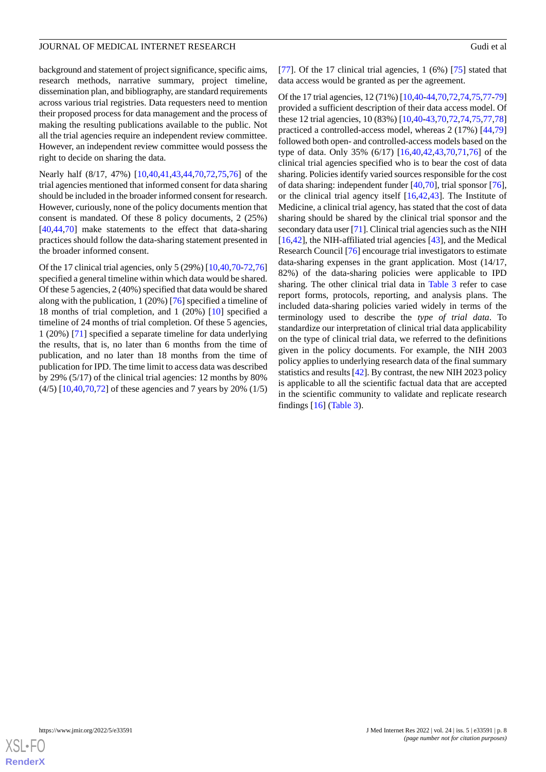background and statement of project significance, specific aims, research methods, narrative summary, project timeline, dissemination plan, and bibliography, are standard requirements across various trial registries. Data requesters need to mention their proposed process for data management and the process of making the resulting publications available to the public. Not all the trial agencies require an independent review committee. However, an independent review committee would possess the right to decide on sharing the data.

Nearly half (8/17, 47%) [10,40,41,43,44,70,72,75,76] of the trial agencies mentioned that informed consent for data sharing should be included in the broader informed consent for research. However, curiously, none of the policy documents mention that consent is mandated. Of these 8 policy documents, 2 (25%) [40,44,70] make statements to the effect that data-sharing practices should follow the data-sharing statement presented in the broader informed consent.

Of the 17 clinical trial agencies, only 5 (29%) [10,40,70-72,76] specified a general timeline within which data would be shared. Of these 5 agencies, 2 (40%) specified that data would be shared along with the publication, 1 (20%) [76] specified a timeline of 18 months of trial completion, and 1 (20%) [10] specified a timeline of 24 months of trial completion. Of these 5 agencies, 1 (20%) [71] specified a separate timeline for data underlying the results, that is, no later than 6 months from the time of publication, and no later than 18 months from the time of publication for IPD. The time limit to access data was described by 29% (5/17) of the clinical trial agencies: 12 months by 80% (4/5) [10,40,70,72] of these agencies and 7 years by 20% (1/5) [77]. Of the 17 clinical trial agencies, 1 (6%) [75] stated that data access would be granted as per the agreement.

Of the 17 trial agencies, 12 (71%) [10,40-44,70,72,74,75,77-79] provided a sufficient description of their data access model. Of these 12 trial agencies, 10 (83%) [10,40-43,70,72,74,75,77,78] practiced a controlled-access model, whereas 2 (17%) [44,79] followed both open- and controlled-access models based on the type of data. Only 35% (6/17) [16,40,42,43,70,71,76] of the clinical trial agencies specified who is to bear the cost of data sharing. Policies identify varied sources responsible for the cost of data sharing: independent funder [40,70], trial sponsor [76], or the clinical trial agency itself [16,42,43]. The Institute of Medicine, a clinical trial agency, has stated that the cost of data sharing should be shared by the clinical trial sponsor and the secondary data user [71]. Clinical trial agencies such as the NIH [16,42], the NIH-affiliated trial agencies [43], and the Medical Research Council [76] encourage trial investigators to estimate data-sharing expenses in the grant application. Most (14/17, 82%) of the data-sharing policies were applicable to IPD sharing. The other clinical trial data in Table 3 refer to case report forms, protocols, reporting, and analysis plans. The included data-sharing policies varied widely in terms of the terminology used to describe the *type of trial data*. To standardize our interpretation of clinical trial data applicability on the type of clinical trial data, we referred to the definitions given in the policy documents. For example, the NIH 2003 policy applies to underlying research data of the final summary statistics and results [42]. By contrast, the new NIH 2023 policy is applicable to all the scientific factual data that are accepted in the scientific community to validate and replicate research findings [16] (Table 3).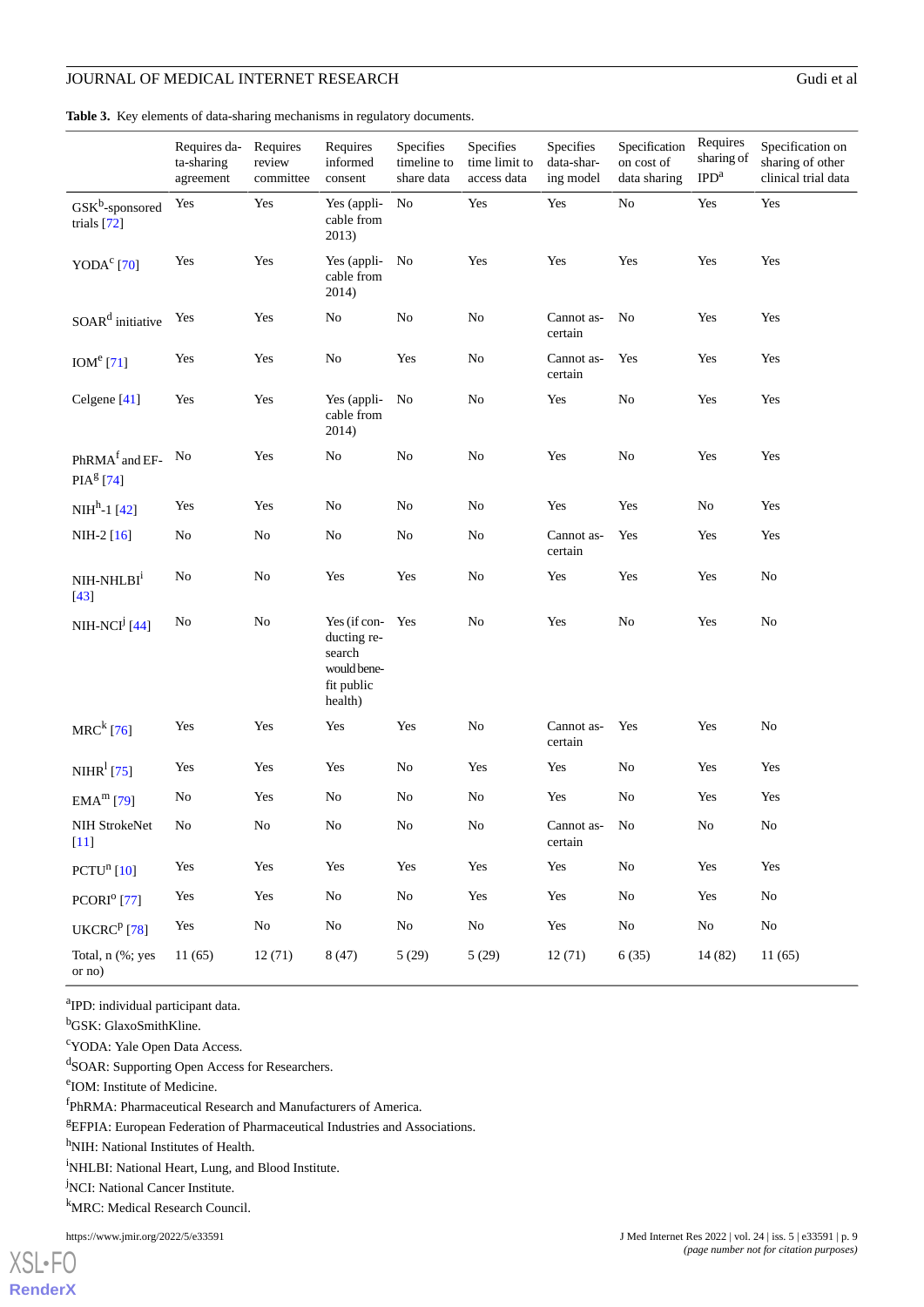**Table 3.** Key elements of data-sharing mechanisms in regulatory documents.

| | Requires data-sharing agreement | Requires review committee | Requires informed consent | Specifies timeline to share data | Specifies time limit to access data | Specifies data-sharing model | Specification on cost of data sharing | Requires sharing of IPD[a] | Specification on sharing of other clinical trial data |
|---|---|---|---|---|---|---|---|---|---|
| GSK[b]-sponsored trials [72] | Yes | Yes | Yes (applicable from 2013) | No | Yes | Yes | No | Yes | Yes |
| YODA[c] [70] | Yes | Yes | Yes (applicable from 2014) | No | Yes | Yes | Yes | Yes | Yes |
| SOAR[d] initiative | Yes | Yes | No | No | No | Cannot ascertain | No | Yes | Yes |
| IOM[e] [71] | Yes | Yes | No | Yes | No | Cannot ascertain | Yes | Yes | Yes |
| Celgene [41] | Yes | Yes | Yes (applicable from 2014) | No | No | Yes | No | Yes | Yes |
| PhRMA[f] and EFPIA[g] [74] | No | Yes | No | No | No | Yes | No | Yes | Yes |
| NIH[h]-1 [42] | Yes | Yes | No | No | No | Yes | Yes | No | Yes |
| NIH-2 [16] | No | No | No | No | No | Cannot ascertain | Yes | Yes | Yes |
| NIH-NHLBI[i] [43] | No | No | Yes | Yes | No | Yes | Yes | Yes | No |
| NIH-NCI[j] [44] | No | No | Yes (if conducting research would benefit public health) | Yes | No | Yes | No | Yes | No |
| MRC[k] [76] | Yes | Yes | Yes | Yes | No | Cannot ascertain | Yes | Yes | No |
| NIHR[l] [75] | Yes | Yes | Yes | No | Yes | Yes | No | Yes | Yes |
| EMA[m] [79] | No | Yes | No | No | No | Yes | No | Yes | Yes |
| NIH StrokeNet [11] | No | No | No | No | No | Cannot ascertain | No | No | No |
| PCTU[n] [10] | Yes | Yes | Yes | Yes | Yes | Yes | No | Yes | Yes |
| PCORI[o] [77] | Yes | Yes | No | No | Yes | Yes | No | Yes | No |
| UKCRC[p] [78] | Yes | No | No | No | No | Yes | No | No | No |
| Total, n (%; yes or no) | 11 (65) | 12 (71) | 8 (47) | 5 (29) | 5 (29) | 12 (71) | 6 (35) | 14 (82) | 11 (65) |

[a]IPD: individual participant data.

[b]GSK: GlaxoSmithKline.

[c]YODA: Yale Open Data Access.

[d]SOAR: Supporting Open Access for Researchers.

[e]IOM: Institute of Medicine.

[f]PhRMA: Pharmaceutical Research and Manufacturers of America.

[g]EFPIA: European Federation of Pharmaceutical Industries and Associations.

[h]NIH: National Institutes of Health.

[i]NHLBI: National Heart, Lung, and Blood Institute.

[j]NCI: National Cancer Institute.

[k]MRC: Medical Research Council.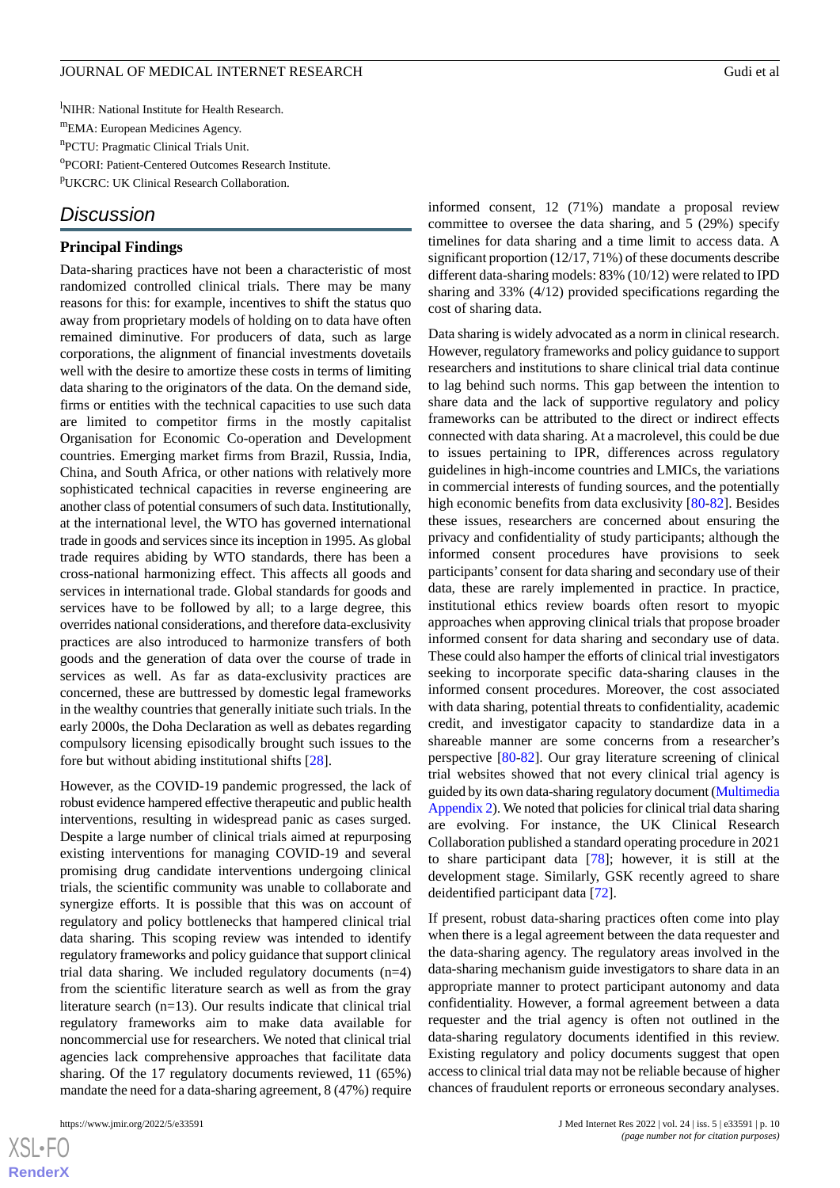[l]NIHR: National Institute for Health Research.

[m]EMA: European Medicines Agency.

[n]PCTU: Pragmatic Clinical Trials Unit.

[o]PCORI: Patient-Centered Outcomes Research Institute.

[p]UKCRC: UK Clinical Research Collaboration.

## Discussion

### Principal Findings

Data-sharing practices have not been a characteristic of most randomized controlled clinical trials. There may be many reasons for this: for example, incentives to shift the status quo away from proprietary models of holding on to data have often remained diminutive. For producers of data, such as large corporations, the alignment of financial investments dovetails well with the desire to amortize these costs in terms of limiting data sharing to the originators of the data. On the demand side, firms or entities with the technical capacities to use such data are limited to competitor firms in the mostly capitalist Organisation for Economic Co-operation and Development countries. Emerging market firms from Brazil, Russia, India, China, and South Africa, or other nations with relatively more sophisticated technical capacities in reverse engineering are another class of potential consumers of such data. Institutionally, at the international level, the WTO has governed international trade in goods and services since its inception in 1995. As global trade requires abiding by WTO standards, there has been a cross-national harmonizing effect. This affects all goods and services in international trade. Global standards for goods and services have to be followed by all; to a large degree, this overrides national considerations, and therefore data-exclusivity practices are also introduced to harmonize transfers of both goods and the generation of data over the course of trade in services as well. As far as data-exclusivity practices are concerned, these are buttressed by domestic legal frameworks in the wealthy countries that generally initiate such trials. In the early 2000s, the Doha Declaration as well as debates regarding compulsory licensing episodically brought such issues to the fore but without abiding institutional shifts [28].

However, as the COVID-19 pandemic progressed, the lack of robust evidence hampered effective therapeutic and public health interventions, resulting in widespread panic as cases surged. Despite a large number of clinical trials aimed at repurposing existing interventions for managing COVID-19 and several promising drug candidate interventions undergoing clinical trials, the scientific community was unable to collaborate and synergize efforts. It is possible that this was on account of regulatory and policy bottlenecks that hampered clinical trial data sharing. This scoping review was intended to identify regulatory frameworks and policy guidance that support clinical trial data sharing. We included regulatory documents (n=4) from the scientific literature search as well as from the gray literature search (n=13). Our results indicate that clinical trial regulatory frameworks aim to make data available for noncommercial use for researchers. We noted that clinical trial agencies lack comprehensive approaches that facilitate data sharing. Of the 17 regulatory documents reviewed, 11 (65%) mandate the need for a data-sharing agreement, 8 (47%) require informed consent, 12 (71%) mandate a proposal review committee to oversee the data sharing, and 5 (29%) specify timelines for data sharing and a time limit to access data. A significant proportion (12/17, 71%) of these documents describe different data-sharing models: 83% (10/12) were related to IPD sharing and 33% (4/12) provided specifications regarding the cost of sharing data.

Data sharing is widely advocated as a norm in clinical research. However, regulatory frameworks and policy guidance to support researchers and institutions to share clinical trial data continue to lag behind such norms. This gap between the intention to share data and the lack of supportive regulatory and policy frameworks can be attributed to the direct or indirect effects connected with data sharing. At a macrolevel, this could be due to issues pertaining to IPR, differences across regulatory guidelines in high-income countries and LMICs, the variations in commercial interests of funding sources, and the potentially high economic benefits from data exclusivity [80-82]. Besides these issues, researchers are concerned about ensuring the privacy and confidentiality of study participants; although the informed consent procedures have provisions to seek participants' consent for data sharing and secondary use of their data, these are rarely implemented in practice. In practice, institutional ethics review boards often resort to myopic approaches when approving clinical trials that propose broader informed consent for data sharing and secondary use of data. These could also hamper the efforts of clinical trial investigators seeking to incorporate specific data-sharing clauses in the informed consent procedures. Moreover, the cost associated with data sharing, potential threats to confidentiality, academic credit, and investigator capacity to standardize data in a shareable manner are some concerns from a researcher's perspective [80-82]. Our gray literature screening of clinical trial websites showed that not every clinical trial agency is guided by its own data-sharing regulatory document (Multimedia Appendix 2). We noted that policies for clinical trial data sharing are evolving. For instance, the UK Clinical Research Collaboration published a standard operating procedure in 2021 to share participant data [78]; however, it is still at the development stage. Similarly, GSK recently agreed to share deidentified participant data [72].

If present, robust data-sharing practices often come into play when there is a legal agreement between the data requester and the data-sharing agency. The regulatory areas involved in the data-sharing mechanism guide investigators to share data in an appropriate manner to protect participant autonomy and data confidentiality. However, a formal agreement between a data requester and the trial agency is often not outlined in the data-sharing regulatory documents identified in this review. Existing regulatory and policy documents suggest that open access to clinical trial data may not be reliable because of higher chances of fraudulent reports or erroneous secondary analyses.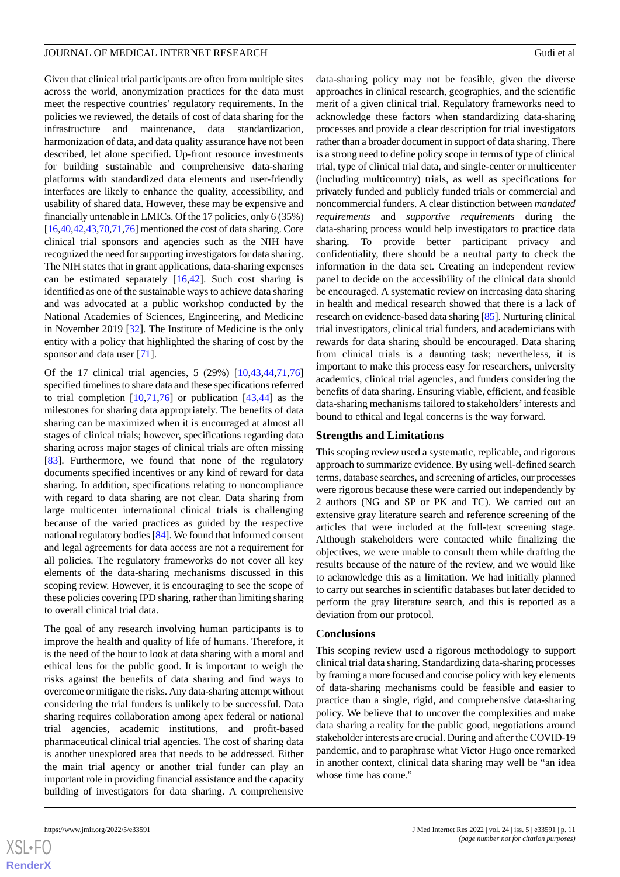Given that clinical trial participants are often from multiple sites across the world, anonymization practices for the data must meet the respective countries' regulatory requirements. In the policies we reviewed, the details of cost of data sharing for the infrastructure and maintenance, data standardization, harmonization of data, and data quality assurance have not been described, let alone specified. Up-front resource investments for building sustainable and comprehensive data-sharing platforms with standardized data elements and user-friendly interfaces are likely to enhance the quality, accessibility, and usability of shared data. However, these may be expensive and financially untenable in LMICs. Of the 17 policies, only 6 (35%) [16,40,42,43,70,71,76] mentioned the cost of data sharing. Core clinical trial sponsors and agencies such as the NIH have recognized the need for supporting investigators for data sharing. The NIH states that in grant applications, data-sharing expenses can be estimated separately [16,42]. Such cost sharing is identified as one of the sustainable ways to achieve data sharing and was advocated at a public workshop conducted by the National Academies of Sciences, Engineering, and Medicine in November 2019 [32]. The Institute of Medicine is the only entity with a policy that highlighted the sharing of cost by the sponsor and data user [71].

Of the 17 clinical trial agencies, 5 (29%) [10,43,44,71,76] specified timelines to share data and these specifications referred to trial completion [10,71,76] or publication [43,44] as the milestones for sharing data appropriately. The benefits of data sharing can be maximized when it is encouraged at almost all stages of clinical trials; however, specifications regarding data sharing across major stages of clinical trials are often missing [83]. Furthermore, we found that none of the regulatory documents specified incentives or any kind of reward for data sharing. In addition, specifications relating to noncompliance with regard to data sharing are not clear. Data sharing from large multicenter international clinical trials is challenging because of the varied practices as guided by the respective national regulatory bodies [84]. We found that informed consent and legal agreements for data access are not a requirement for all policies. The regulatory frameworks do not cover all key elements of the data-sharing mechanisms discussed in this scoping review. However, it is encouraging to see the scope of these policies covering IPD sharing, rather than limiting sharing to overall clinical trial data.

The goal of any research involving human participants is to improve the health and quality of life of humans. Therefore, it is the need of the hour to look at data sharing with a moral and ethical lens for the public good. It is important to weigh the risks against the benefits of data sharing and find ways to overcome or mitigate the risks. Any data-sharing attempt without considering the trial funders is unlikely to be successful. Data sharing requires collaboration among apex federal or national trial agencies, academic institutions, and profit-based pharmaceutical clinical trial agencies. The cost of sharing data is another unexplored area that needs to be addressed. Either the main trial agency or another trial funder can play an important role in providing financial assistance and the capacity building of investigators for data sharing. A comprehensive data-sharing policy may not be feasible, given the diverse approaches in clinical research, geographies, and the scientific merit of a given clinical trial. Regulatory frameworks need to acknowledge these factors when standardizing data-sharing processes and provide a clear description for trial investigators rather than a broader document in support of data sharing. There is a strong need to define policy scope in terms of type of clinical trial, type of clinical trial data, and single-center or multicenter (including multicountry) trials, as well as specifications for privately funded and publicly funded trials or commercial and noncommercial funders. A clear distinction between *mandated requirements* and *supportive requirements* during the data-sharing process would help investigators to practice data sharing. To provide better participant privacy and confidentiality, there should be a neutral party to check the information in the data set. Creating an independent review panel to decide on the accessibility of the clinical data should be encouraged. A systematic review on increasing data sharing in health and medical research showed that there is a lack of research on evidence-based data sharing [85]. Nurturing clinical trial investigators, clinical trial funders, and academicians with rewards for data sharing should be encouraged. Data sharing from clinical trials is a daunting task; nevertheless, it is important to make this process easy for researchers, university academics, clinical trial agencies, and funders considering the benefits of data sharing. Ensuring viable, efficient, and feasible data-sharing mechanisms tailored to stakeholders' interests and bound to ethical and legal concerns is the way forward.

### Strengths and Limitations

This scoping review used a systematic, replicable, and rigorous approach to summarize evidence. By using well-defined search terms, database searches, and screening of articles, our processes were rigorous because these were carried out independently by 2 authors (NG and SP or PK and TC). We carried out an extensive gray literature search and reference screening of the articles that were included at the full-text screening stage. Although stakeholders were contacted while finalizing the objectives, we were unable to consult them while drafting the results because of the nature of the review, and we would like to acknowledge this as a limitation. We had initially planned to carry out searches in scientific databases but later decided to perform the gray literature search, and this is reported as a deviation from our protocol.

### Conclusions

This scoping review used a rigorous methodology to support clinical trial data sharing. Standardizing data-sharing processes by framing a more focused and concise policy with key elements of data-sharing mechanisms could be feasible and easier to practice than a single, rigid, and comprehensive data-sharing policy. We believe that to uncover the complexities and make data sharing a reality for the public good, negotiations around stakeholder interests are crucial. During and after the COVID-19 pandemic, and to paraphrase what Victor Hugo once remarked in another context, clinical data sharing may well be "an idea whose time has come."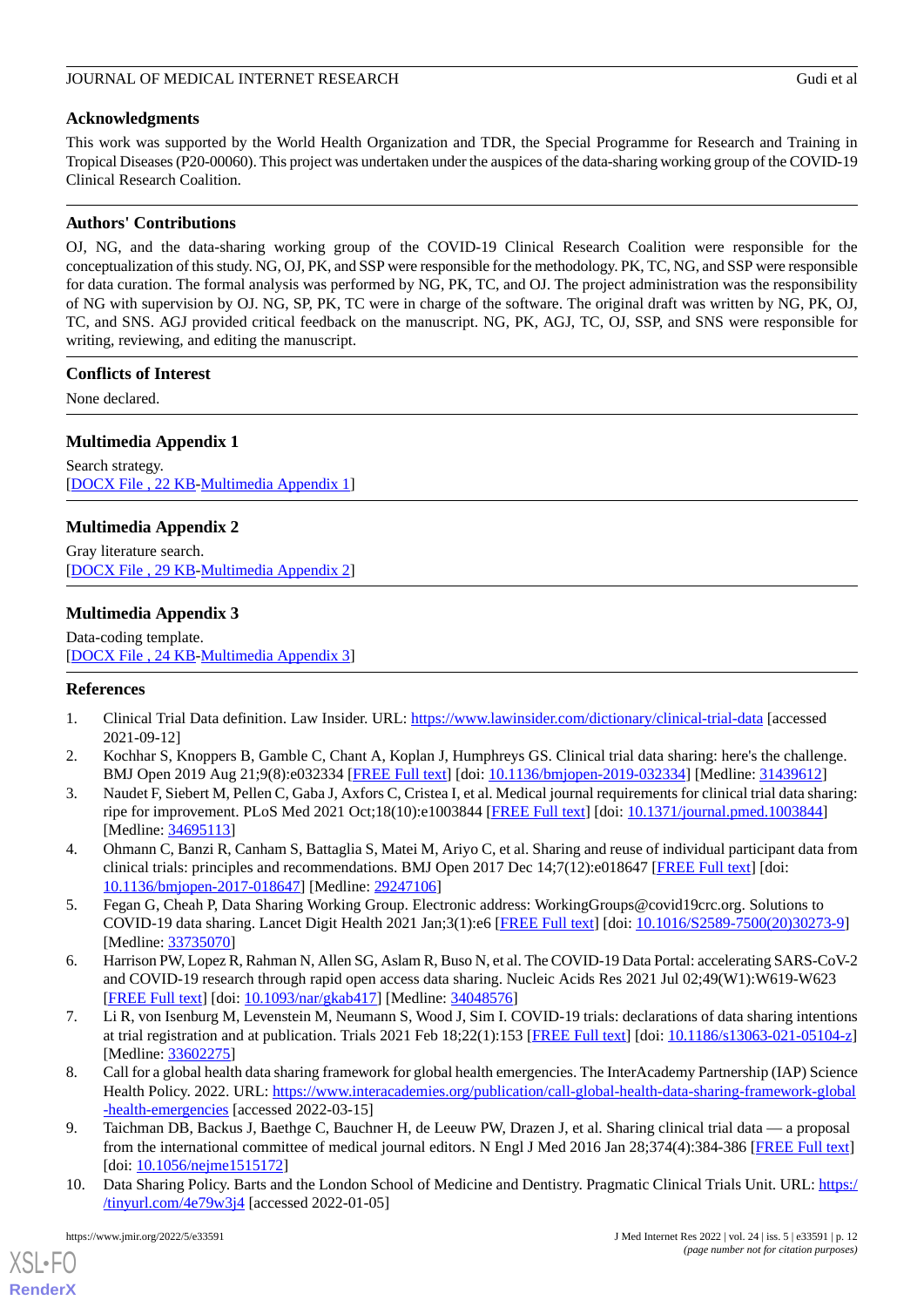## Acknowledgments

This work was supported by the World Health Organization and TDR, the Special Programme for Research and Training in Tropical Diseases (P20-00060). This project was undertaken under the auspices of the data-sharing working group of the COVID-19 Clinical Research Coalition.

## Authors' Contributions

OJ, NG, and the data-sharing working group of the COVID-19 Clinical Research Coalition were responsible for the conceptualization of this study. NG, OJ, PK, and SSP were responsible for the methodology. PK, TC, NG, and SSP were responsible for data curation. The formal analysis was performed by NG, PK, TC, and OJ. The project administration was the responsibility of NG with supervision by OJ. NG, SP, PK, TC were in charge of the software. The original draft was written by NG, PK, OJ, TC, and SNS. AGJ provided critical feedback on the manuscript. NG, PK, AGJ, TC, OJ, SSP, and SNS were responsible for writing, reviewing, and editing the manuscript.

## Conflicts of Interest

None declared.

## Multimedia Appendix 1

Search strategy.
[DOCX File , 22 KB-Multimedia Appendix 1]

## Multimedia Appendix 2

Gray literature search.
[DOCX File , 29 KB-Multimedia Appendix 2]

## Multimedia Appendix 3

Data-coding template.
[DOCX File , 24 KB-Multimedia Appendix 3]

## References

1. Clinical Trial Data definition. Law Insider. URL: https://www.lawinsider.com/dictionary/clinical-trial-data [accessed 2021-09-12]
2. Kochhar S, Knoppers B, Gamble C, Chant A, Koplan J, Humphreys GS. Clinical trial data sharing: here's the challenge. BMJ Open 2019 Aug 21;9(8):e032334 [FREE Full text] [doi: 10.1136/bmjopen-2019-032334] [Medline: 31439612]
3. Naudet F, Siebert M, Pellen C, Gaba J, Axfors C, Cristea I, et al. Medical journal requirements for clinical trial data sharing: ripe for improvement. PLoS Med 2021 Oct;18(10):e1003844 [FREE Full text] [doi: 10.1371/journal.pmed.1003844] [Medline: 34695113]
4. Ohmann C, Banzi R, Canham S, Battaglia S, Matei M, Ariyo C, et al. Sharing and reuse of individual participant data from clinical trials: principles and recommendations. BMJ Open 2017 Dec 14;7(12):e018647 [FREE Full text] [doi: 10.1136/bmjopen-2017-018647] [Medline: 29247106]
5. Fegan G, Cheah P, Data Sharing Working Group. Electronic address: WorkingGroups@covid19crc.org. Solutions to COVID-19 data sharing. Lancet Digit Health 2021 Jan;3(1):e6 [FREE Full text] [doi: 10.1016/S2589-7500(20)30273-9] [Medline: 33735070]
6. Harrison PW, Lopez R, Rahman N, Allen SG, Aslam R, Buso N, et al. The COVID-19 Data Portal: accelerating SARS-CoV-2 and COVID-19 research through rapid open access data sharing. Nucleic Acids Res 2021 Jul 02;49(W1):W619-W623 [FREE Full text] [doi: 10.1093/nar/gkab417] [Medline: 34048576]
7. Li R, von Isenburg M, Levenstein M, Neumann S, Wood J, Sim I. COVID-19 trials: declarations of data sharing intentions at trial registration and at publication. Trials 2021 Feb 18;22(1):153 [FREE Full text] [doi: 10.1186/s13063-021-05104-z] [Medline: 33602275]
8. Call for a global health data sharing framework for global health emergencies. The InterAcademy Partnership (IAP) Science Health Policy. 2022. URL: https://www.interacademies.org/publication/call-global-health-data-sharing-framework-global-health-emergencies [accessed 2022-03-15]
9. Taichman DB, Backus J, Baethge C, Bauchner H, de Leeuw PW, Drazen J, et al. Sharing clinical trial data — a proposal from the international committee of medical journal editors. N Engl J Med 2016 Jan 28;374(4):384-386 [FREE Full text] [doi: 10.1056/nejme1515172]
10. Data Sharing Policy. Barts and the London School of Medicine and Dentistry. Pragmatic Clinical Trials Unit. URL: https://tinyurl.com/4e79w3j4 [accessed 2022-01-05]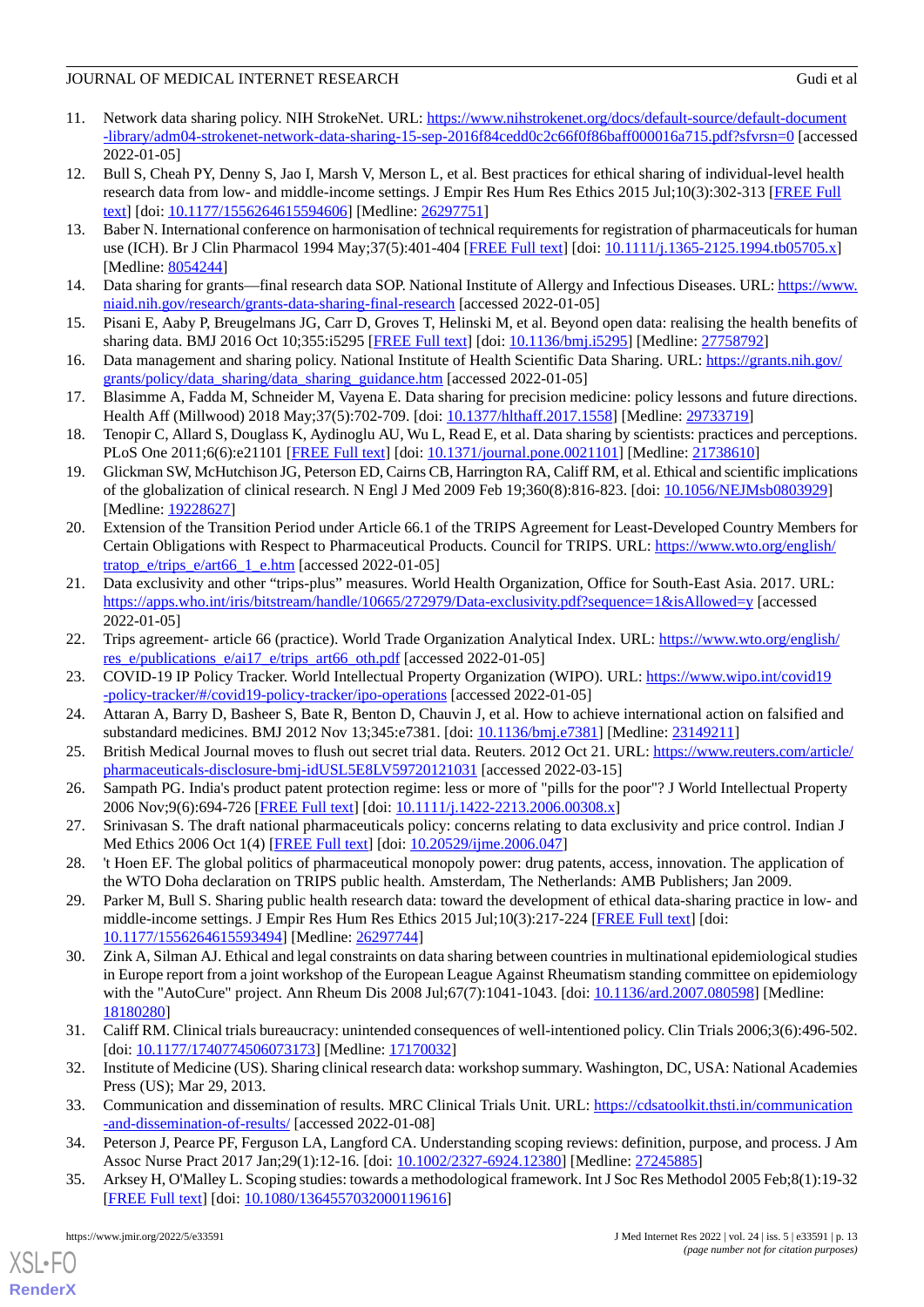11. Network data sharing policy. NIH StrokeNet. URL: [https://www.nihstrokenet.org/docs/default-source/default-document-library/adm04-strokenet-network-data-sharing-15-sep-2016f84cedd0c2c66f0f86baff000016a715.pdf?sfvrsn=0](https://www.nihstrokenet.org/docs/default-source/default-document-library/adm04-strokenet-network-data-sharing-15-sep-2016f84cedd0c2c66f0f86baff000016a715.pdf?sfvrsn=0) [accessed 2022-01-05]
12. Bull S, Cheah PY, Denny S, Jao I, Marsh V, Merson L, et al. Best practices for ethical sharing of individual-level health research data from low- and middle-income settings. J Empir Res Hum Res Ethics 2015 Jul;10(3):302-313 [FREE Full text] [doi: 10.1177/1556264615594606] [Medline: 26297751]
13. Baber N. International conference on harmonisation of technical requirements for registration of pharmaceuticals for human use (ICH). Br J Clin Pharmacol 1994 May;37(5):401-404 [FREE Full text] [doi: 10.1111/j.1365-2125.1994.tb05705.x] [Medline: 8054244]
14. Data sharing for grants—final research data SOP. National Institute of Allergy and Infectious Diseases. URL: [https://www.niaid.nih.gov/research/grants-data-sharing-final-research](https://www.niaid.nih.gov/research/grants-data-sharing-final-research) [accessed 2022-01-05]
15. Pisani E, Aaby P, Breugelmans JG, Carr D, Groves T, Helinski M, et al. Beyond open data: realising the health benefits of sharing data. BMJ 2016 Oct 10;355:i5295 [FREE Full text] [doi: 10.1136/bmj.i5295] [Medline: 27758792]
16. Data management and sharing policy. National Institute of Health Scientific Data Sharing. URL: [https://grants.nih.gov/grants/policy/data_sharing/data_sharing_guidance.htm](https://grants.nih.gov/grants/policy/data_sharing/data_sharing_guidance.htm) [accessed 2022-01-05]
17. Blasimme A, Fadda M, Schneider M, Vayena E. Data sharing for precision medicine: policy lessons and future directions. Health Aff (Millwood) 2018 May;37(5):702-709. [doi: 10.1377/hlthaff.2017.1558] [Medline: 29733719]
18. Tenopir C, Allard S, Douglass K, Aydinoglu AU, Wu L, Read E, et al. Data sharing by scientists: practices and perceptions. PLoS One 2011;6(6):e21101 [FREE Full text] [doi: 10.1371/journal.pone.0021101] [Medline: 21738610]
19. Glickman SW, McHutchison JG, Peterson ED, Cairns CB, Harrington RA, Califf RM, et al. Ethical and scientific implications of the globalization of clinical research. N Engl J Med 2009 Feb 19;360(8):816-823. [doi: 10.1056/NEJMsb0803929] [Medline: 19228627]
20. Extension of the Transition Period under Article 66.1 of the TRIPS Agreement for Least-Developed Country Members for Certain Obligations with Respect to Pharmaceutical Products. Council for TRIPS. URL: [https://www.wto.org/english/tratop_e/trips_e/art66_1_e.htm](https://www.wto.org/english/tratop_e/trips_e/art66_1_e.htm) [accessed 2022-01-05]
21. Data exclusivity and other "trips-plus" measures. World Health Organization, Office for South-East Asia. 2017. URL: [https://apps.who.int/iris/bitstream/handle/10665/272979/Data-exclusivity.pdf?sequence=1&isAllowed=y](https://apps.who.int/iris/bitstream/handle/10665/272979/Data-exclusivity.pdf?sequence=1&isAllowed=y) [accessed 2022-01-05]
22. Trips agreement- article 66 (practice). World Trade Organization Analytical Index. URL: [https://www.wto.org/english/res_e/publications_e/ai17_e/trips_art66_oth.pdf](https://www.wto.org/english/res_e/publications_e/ai17_e/trips_art66_oth.pdf) [accessed 2022-01-05]
23. COVID-19 IP Policy Tracker. World Intellectual Property Organization (WIPO). URL: [https://www.wipo.int/covid19-policy-tracker/#/covid19-policy-tracker/ipo-operations](https://www.wipo.int/covid19-policy-tracker/#/covid19-policy-tracker/ipo-operations) [accessed 2022-01-05]
24. Attaran A, Barry D, Basheer S, Bate R, Benton D, Chauvin J, et al. How to achieve international action on falsified and substandard medicines. BMJ 2012 Nov 13;345:e7381. [doi: 10.1136/bmj.e7381] [Medline: 23149211]
25. British Medical Journal moves to flush out secret trial data. Reuters. 2012 Oct 21. URL: [https://www.reuters.com/article/pharmaceuticals-disclosure-bmj-idUSL5E8LV59720121031](https://www.reuters.com/article/pharmaceuticals-disclosure-bmj-idUSL5E8LV59720121031) [accessed 2022-03-15]
26. Sampath PG. India's product patent protection regime: less or more of "pills for the poor"? J World Intellectual Property 2006 Nov;9(6):694-726 [FREE Full text] [doi: 10.1111/j.1422-2213.2006.00308.x]
27. Srinivasan S. The draft national pharmaceuticals policy: concerns relating to data exclusivity and price control. Indian J Med Ethics 2006 Oct 1(4) [FREE Full text] [doi: 10.20529/ijme.2006.047]
28. 't Hoen EF. The global politics of pharmaceutical monopoly power: drug patents, access, innovation. The application of the WTO Doha declaration on TRIPS public health. Amsterdam, The Netherlands: AMB Publishers; Jan 2009.
29. Parker M, Bull S. Sharing public health research data: toward the development of ethical data-sharing practice in low- and middle-income settings. J Empir Res Hum Res Ethics 2015 Jul;10(3):217-224 [FREE Full text] [doi: 10.1177/1556264615593494] [Medline: 26297744]
30. Zink A, Silman AJ. Ethical and legal constraints on data sharing between countries in multinational epidemiological studies in Europe report from a joint workshop of the European League Against Rheumatism standing committee on epidemiology with the "AutoCure" project. Ann Rheum Dis 2008 Jul;67(7):1041-1043. [doi: 10.1136/ard.2007.080598] [Medline: 18180280]
31. Califf RM. Clinical trials bureaucracy: unintended consequences of well-intentioned policy. Clin Trials 2006;3(6):496-502. [doi: 10.1177/1740774506073173] [Medline: 17170032]
32. Institute of Medicine (US). Sharing clinical research data: workshop summary. Washington, DC, USA: National Academies Press (US); Mar 29, 2013.
33. Communication and dissemination of results. MRC Clinical Trials Unit. URL: [https://cdsatoolkit.thsti.in/communication-and-dissemination-of-results/](https://cdsatoolkit.thsti.in/communication-and-dissemination-of-results/) [accessed 2022-01-08]
34. Peterson J, Pearce PF, Ferguson LA, Langford CA. Understanding scoping reviews: definition, purpose, and process. J Am Assoc Nurse Pract 2017 Jan;29(1):12-16. [doi: 10.1002/2327-6924.12380] [Medline: 27245885]
35. Arksey H, O'Malley L. Scoping studies: towards a methodological framework. Int J Soc Res Methodol 2005 Feb;8(1):19-32 [FREE Full text] [doi: 10.1080/1364557032000119616]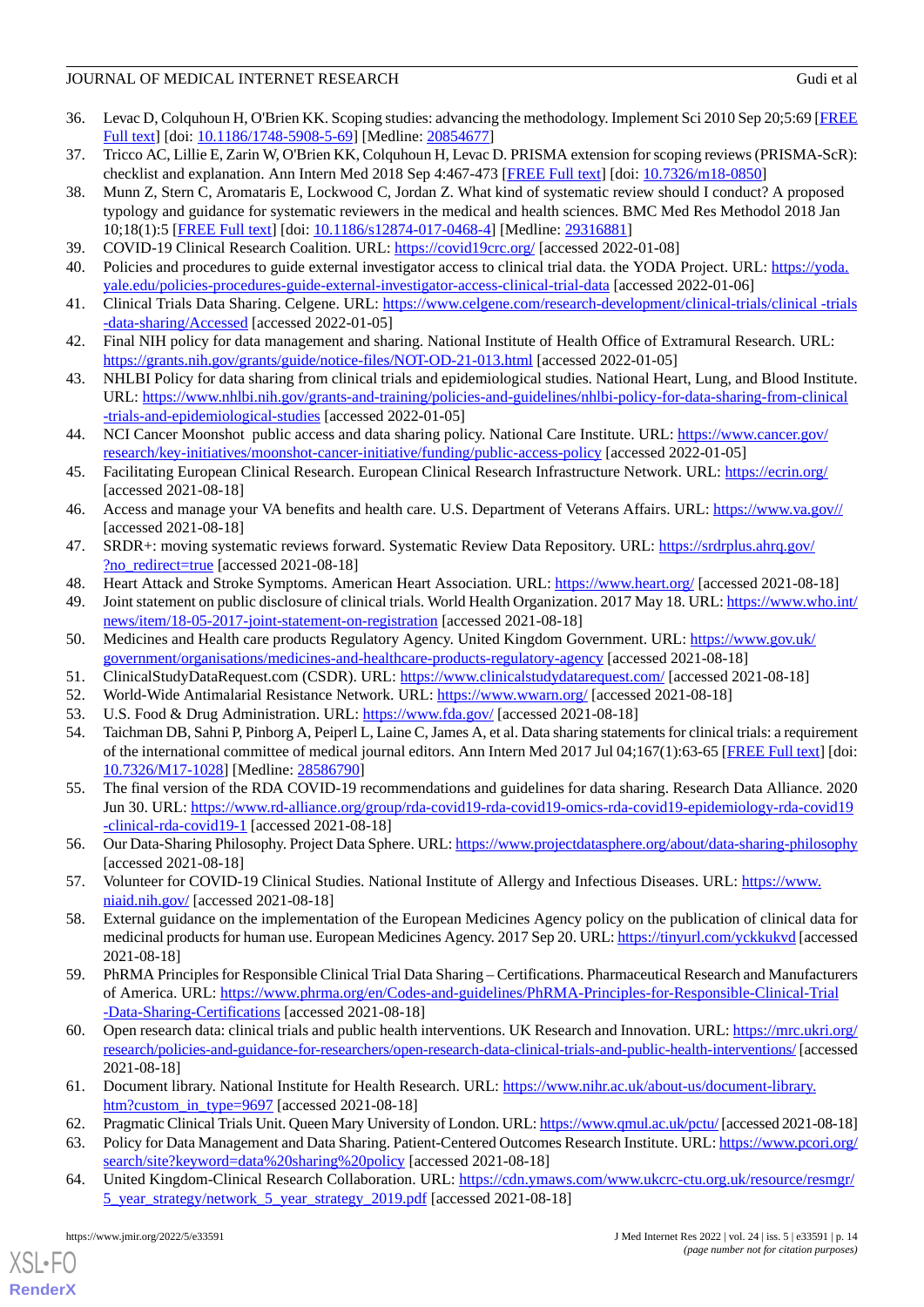36. Levac D, Colquhoun H, O'Brien KK. Scoping studies: advancing the methodology. Implement Sci 2010 Sep 20;5:69 [FREE Full text] [doi: 10.1186/1748-5908-5-69] [Medline: 20854677]
37. Tricco AC, Lillie E, Zarin W, O'Brien KK, Colquhoun H, Levac D. PRISMA extension for scoping reviews (PRISMA-ScR): checklist and explanation. Ann Intern Med 2018 Sep 4:467-473 [FREE Full text] [doi: 10.7326/m18-0850]
38. Munn Z, Stern C, Aromataris E, Lockwood C, Jordan Z. What kind of systematic review should I conduct? A proposed typology and guidance for systematic reviewers in the medical and health sciences. BMC Med Res Methodol 2018 Jan 10;18(1):5 [FREE Full text] [doi: 10.1186/s12874-017-0468-4] [Medline: 29316881]
39. COVID-19 Clinical Research Coalition. URL: https://covid19crc.org/ [accessed 2022-01-08]
40. Policies and procedures to guide external investigator access to clinical trial data. the YODA Project. URL: https://yoda.yale.edu/policies-procedures-guide-external-investigator-access-clinical-trial-data [accessed 2022-01-06]
41. Clinical Trials Data Sharing. Celgene. URL: https://www.celgene.com/research-development/clinical-trials/clinical -trials -data-sharing/Accessed [accessed 2022-01-05]
42. Final NIH policy for data management and sharing. National Institute of Health Office of Extramural Research. URL: https://grants.nih.gov/grants/guide/notice-files/NOT-OD-21-013.html [accessed 2022-01-05]
43. NHLBI Policy for data sharing from clinical trials and epidemiological studies. National Heart, Lung, and Blood Institute. URL: https://www.nhlbi.nih.gov/grants-and-training/policies-and-guidelines/nhlbi-policy-for-data-sharing-from-clinical -trials-and-epidemiological-studies [accessed 2022-01-05]
44. NCI Cancer Moonshot public access and data sharing policy. National Care Institute. URL: https://www.cancer.gov/research/key-initiatives/moonshot-cancer-initiative/funding/public-access-policy [accessed 2022-01-05]
45. Facilitating European Clinical Research. European Clinical Research Infrastructure Network. URL: https://ecrin.org/ [accessed 2021-08-18]
46. Access and manage your VA benefits and health care. U.S. Department of Veterans Affairs. URL: https://www.va.gov// [accessed 2021-08-18]
47. SRDR+: moving systematic reviews forward. Systematic Review Data Repository. URL: https://srdrplus.ahrq.gov/?no_redirect=true [accessed 2021-08-18]
48. Heart Attack and Stroke Symptoms. American Heart Association. URL: https://www.heart.org/ [accessed 2021-08-18]
49. Joint statement on public disclosure of clinical trials. World Health Organization. 2017 May 18. URL: https://www.who.int/news/item/18-05-2017-joint-statement-on-registration [accessed 2021-08-18]
50. Medicines and Health care products Regulatory Agency. United Kingdom Government. URL: https://www.gov.uk/government/organisations/medicines-and-healthcare-products-regulatory-agency [accessed 2021-08-18]
51. ClinicalStudyDataRequest.com (CSDR). URL: https://www.clinicalstudydatarequest.com/ [accessed 2021-08-18]
52. World-Wide Antimalarial Resistance Network. URL: https://www.wwarn.org/ [accessed 2021-08-18]
53. U.S. Food & Drug Administration. URL: https://www.fda.gov/ [accessed 2021-08-18]
54. Taichman DB, Sahni P, Pinborg A, Peiperl L, Laine C, James A, et al. Data sharing statements for clinical trials: a requirement of the international committee of medical journal editors. Ann Intern Med 2017 Jul 04;167(1):63-65 [FREE Full text] [doi: 10.7326/M17-1028] [Medline: 28586790]
55. The final version of the RDA COVID-19 recommendations and guidelines for data sharing. Research Data Alliance. 2020 Jun 30. URL: https://www.rd-alliance.org/group/rda-covid19-rda-covid19-omics-rda-covid19-epidemiology-rda-covid19 -clinical-rda-covid19-1 [accessed 2021-08-18]
56. Our Data-Sharing Philosophy. Project Data Sphere. URL: https://www.projectdatasphere.org/about/data-sharing-philosophy [accessed 2021-08-18]
57. Volunteer for COVID-19 Clinical Studies. National Institute of Allergy and Infectious Diseases. URL: https://www.niaid.nih.gov/ [accessed 2021-08-18]
58. External guidance on the implementation of the European Medicines Agency policy on the publication of clinical data for medicinal products for human use. European Medicines Agency. 2017 Sep 20. URL: https://tinyurl.com/yckkukvd [accessed 2021-08-18]
59. PhRMA Principles for Responsible Clinical Trial Data Sharing – Certifications. Pharmaceutical Research and Manufacturers of America. URL: https://www.phrma.org/en/Codes-and-guidelines/PhRMA-Principles-for-Responsible-Clinical-Trial -Data-Sharing-Certifications [accessed 2021-08-18]
60. Open research data: clinical trials and public health interventions. UK Research and Innovation. URL: https://mrc.ukri.org/research/policies-and-guidance-for-researchers/open-research-data-clinical-trials-and-public-health-interventions/ [accessed 2021-08-18]
61. Document library. National Institute for Health Research. URL: https://www.nihr.ac.uk/about-us/document-library.htm?custom_in_type=9697 [accessed 2021-08-18]
62. Pragmatic Clinical Trials Unit. Queen Mary University of London. URL: https://www.qmul.ac.uk/pctu/ [accessed 2021-08-18]
63. Policy for Data Management and Data Sharing. Patient-Centered Outcomes Research Institute. URL: https://www.pcori.org/search/site?keyword=data%20sharing%20policy [accessed 2021-08-18]
64. United Kingdom-Clinical Research Collaboration. URL: https://cdn.ymaws.com/www.ukcrc-ctu.org.uk/resource/resmgr/5_year_strategy/network_5_year_strategy_2019.pdf [accessed 2021-08-18]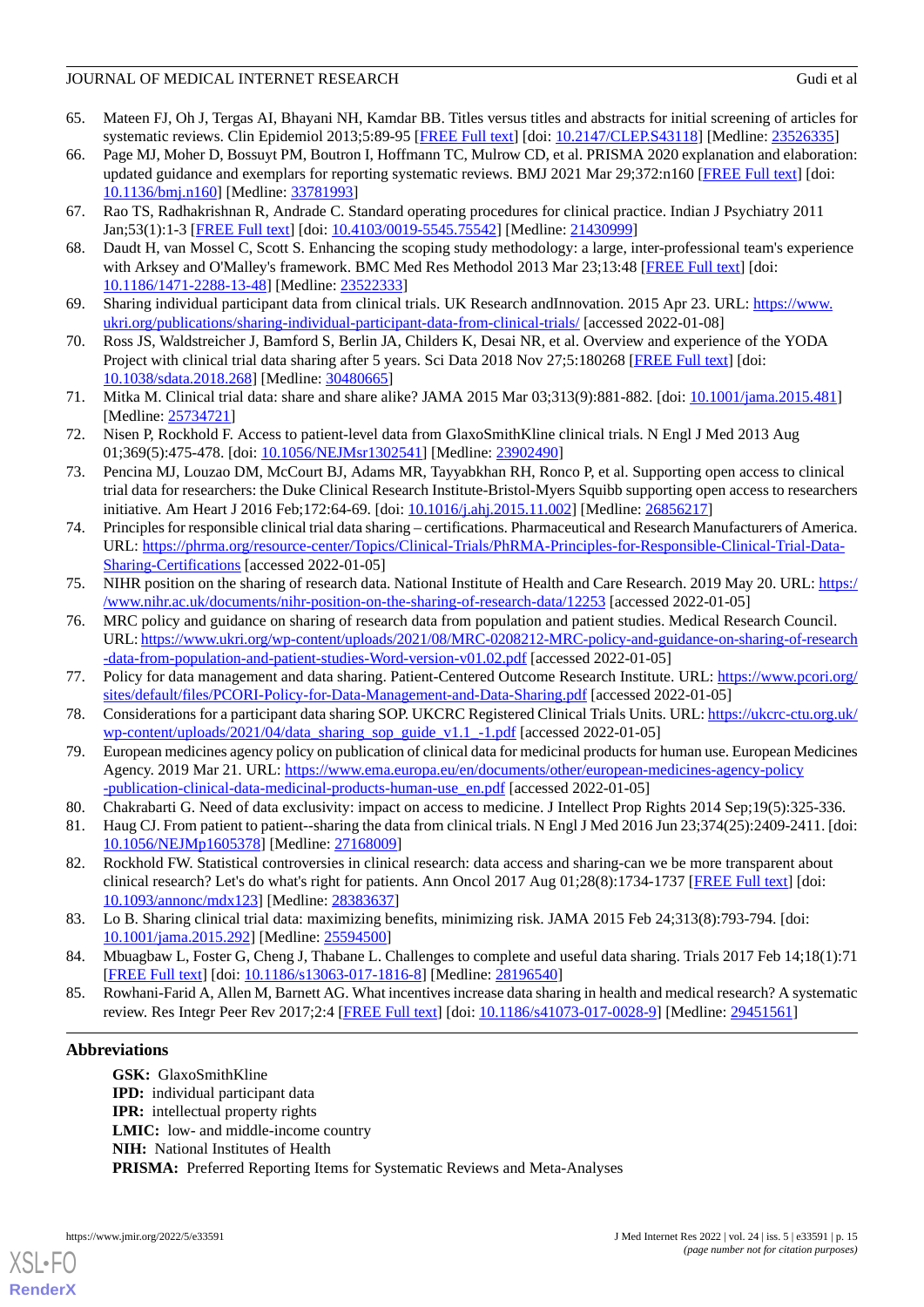65. Mateen FJ, Oh J, Tergas AI, Bhayani NH, Kamdar BB. Titles versus titles and abstracts for initial screening of articles for systematic reviews. Clin Epidemiol 2013;5:89-95 [FREE Full text] [doi: 10.2147/CLEP.S43118] [Medline: 23526335]
66. Page MJ, Moher D, Bossuyt PM, Boutron I, Hoffmann TC, Mulrow CD, et al. PRISMA 2020 explanation and elaboration: updated guidance and exemplars for reporting systematic reviews. BMJ 2021 Mar 29;372:n160 [FREE Full text] [doi: 10.1136/bmj.n160] [Medline: 33781993]
67. Rao TS, Radhakrishnan R, Andrade C. Standard operating procedures for clinical practice. Indian J Psychiatry 2011 Jan;53(1):1-3 [FREE Full text] [doi: 10.4103/0019-5545.75542] [Medline: 21430999]
68. Daudt H, van Mossel C, Scott S. Enhancing the scoping study methodology: a large, inter-professional team's experience with Arksey and O'Malley's framework. BMC Med Res Methodol 2013 Mar 23;13:48 [FREE Full text] [doi: 10.1186/1471-2288-13-48] [Medline: 23522333]
69. Sharing individual participant data from clinical trials. UK Research andInnovation. 2015 Apr 23. URL: https://www.ukri.org/publications/sharing-individual-participant-data-from-clinical-trials/ [accessed 2022-01-08]
70. Ross JS, Waldstreicher J, Bamford S, Berlin JA, Childers K, Desai NR, et al. Overview and experience of the YODA Project with clinical trial data sharing after 5 years. Sci Data 2018 Nov 27;5:180268 [FREE Full text] [doi: 10.1038/sdata.2018.268] [Medline: 30480665]
71. Mitka M. Clinical trial data: share and share alike? JAMA 2015 Mar 03;313(9):881-882. [doi: 10.1001/jama.2015.481] [Medline: 25734721]
72. Nisen P, Rockhold F. Access to patient-level data from GlaxoSmithKline clinical trials. N Engl J Med 2013 Aug 01;369(5):475-478. [doi: 10.1056/NEJMsr1302541] [Medline: 23902490]
73. Pencina MJ, Louzao DM, McCourt BJ, Adams MR, Tayyabkhan RH, Ronco P, et al. Supporting open access to clinical trial data for researchers: the Duke Clinical Research Institute-Bristol-Myers Squibb supporting open access to researchers initiative. Am Heart J 2016 Feb;172:64-69. [doi: 10.1016/j.ahj.2015.11.002] [Medline: 26856217]
74. Principles for responsible clinical trial data sharing – certifications. Pharmaceutical and Research Manufacturers of America. URL: https://phrma.org/resource-center/Topics/Clinical-Trials/PhRMA-Principles-for-Responsible-Clinical-Trial-Data-Sharing-Certifications [accessed 2022-01-05]
75. NIHR position on the sharing of research data. National Institute of Health and Care Research. 2019 May 20. URL: https://www.nihr.ac.uk/documents/nihr-position-on-the-sharing-of-research-data/12253 [accessed 2022-01-05]
76. MRC policy and guidance on sharing of research data from population and patient studies. Medical Research Council. URL: https://www.ukri.org/wp-content/uploads/2021/08/MRC-0208212-MRC-policy-and-guidance-on-sharing-of-research-data-from-population-and-patient-studies-Word-version-v01.02.pdf [accessed 2022-01-05]
77. Policy for data management and data sharing. Patient-Centered Outcome Research Institute. URL: https://www.pcori.org/sites/default/files/PCORI-Policy-for-Data-Management-and-Data-Sharing.pdf [accessed 2022-01-05]
78. Considerations for a participant data sharing SOP. UKCRC Registered Clinical Trials Units. URL: https://ukcrc-ctu.org.uk/wp-content/uploads/2021/04/data_sharing_sop_guide_v1.1_-1.pdf [accessed 2022-01-05]
79. European medicines agency policy on publication of clinical data for medicinal products for human use. European Medicines Agency. 2019 Mar 21. URL: https://www.ema.europa.eu/en/documents/other/european-medicines-agency-policy-publication-clinical-data-medicinal-products-human-use_en.pdf [accessed 2022-01-05]
80. Chakrabarti G. Need of data exclusivity: impact on access to medicine. J Intellect Prop Rights 2014 Sep;19(5):325-336.
81. Haug CJ. From patient to patient--sharing the data from clinical trials. N Engl J Med 2016 Jun 23;374(25):2409-2411. [doi: 10.1056/NEJMp1605378] [Medline: 27168009]
82. Rockhold FW. Statistical controversies in clinical research: data access and sharing-can we be more transparent about clinical research? Let's do what's right for patients. Ann Oncol 2017 Aug 01;28(8):1734-1737 [FREE Full text] [doi: 10.1093/annonc/mdx123] [Medline: 28383637]
83. Lo B. Sharing clinical trial data: maximizing benefits, minimizing risk. JAMA 2015 Feb 24;313(8):793-794. [doi: 10.1001/jama.2015.292] [Medline: 25594500]
84. Mbuagbaw L, Foster G, Cheng J, Thabane L. Challenges to complete and useful data sharing. Trials 2017 Feb 14;18(1):71 [FREE Full text] [doi: 10.1186/s13063-017-1816-8] [Medline: 28196540]
85. Rowhani-Farid A, Allen M, Barnett AG. What incentives increase data sharing in health and medical research? A systematic review. Res Integr Peer Rev 2017;2:4 [FREE Full text] [doi: 10.1186/s41073-017-0028-9] [Medline: 29451561]

## Abbreviations

**GSK:** GlaxoSmithKline
**IPD:** individual participant data
**IPR:** intellectual property rights
**LMIC:** low- and middle-income country
**NIH:** National Institutes of Health
**PRISMA:** Preferred Reporting Items for Systematic Reviews and Meta-Analyses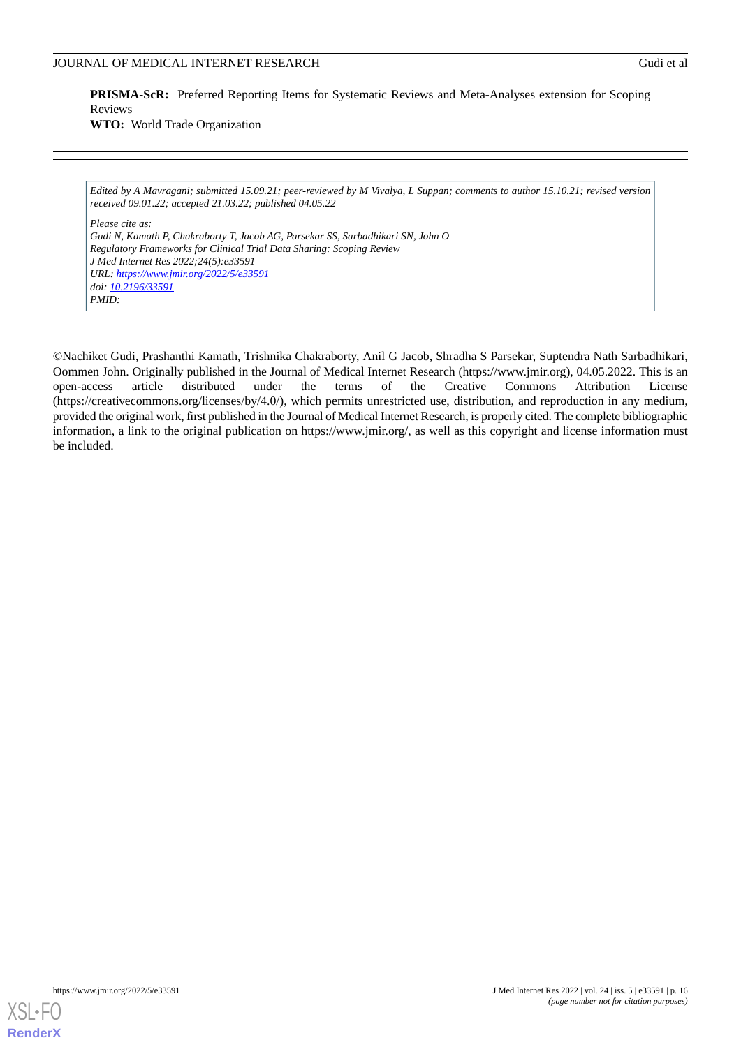**PRISMA-ScR:** Preferred Reporting Items for Systematic Reviews and Meta-Analyses extension for Scoping Reviews
**WTO:** World Trade Organization

---

*Edited by A Mavragani; submitted 15.09.21; peer-reviewed by M Vivalya, L Suppan; comments to author 15.10.21; revised version received 09.01.22; accepted 21.03.22; published 04.05.22*

*Please cite as:*
*Gudi N, Kamath P, Chakraborty T, Jacob AG, Parsekar SS, Sarbadhikari SN, John O*
*Regulatory Frameworks for Clinical Trial Data Sharing: Scoping Review*
*J Med Internet Res 2022;24(5):e33591*
*URL: https://www.jmir.org/2022/5/e33591*
*doi: 10.2196/33591*
*PMID:*

©Nachiket Gudi, Prashanthi Kamath, Trishnika Chakraborty, Anil G Jacob, Shradha S Parsekar, Suptendra Nath Sarbadhikari, Oommen John. Originally published in the Journal of Medical Internet Research (https://www.jmir.org), 04.05.2022. This is an open-access article distributed under the terms of the Creative Commons Attribution License (https://creativecommons.org/licenses/by/4.0/), which permits unrestricted use, distribution, and reproduction in any medium, provided the original work, first published in the Journal of Medical Internet Research, is properly cited. The complete bibliographic information, a link to the original publication on https://www.jmir.org/, as well as this copyright and license information must be included.